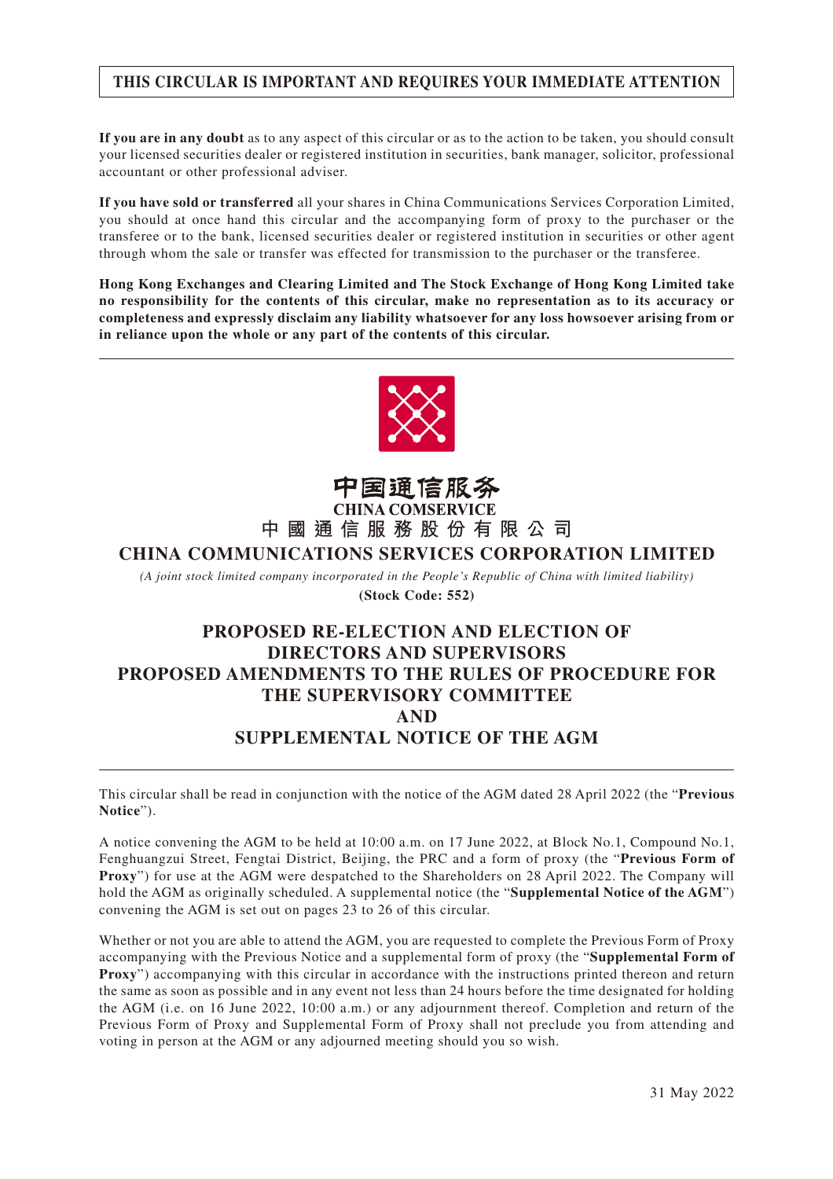**THIS CIRCULAR IS IMPORTANT AND REQUIRES YOUR IMMEDIATE ATTENTION**

**If you are in any doubt** as to any aspect of this circular or as to the action to be taken, you should consult your licensed securities dealer or registered institution in securities, bank manager, solicitor, professional accountant or other professional adviser.

**If you have sold or transferred** all your shares in China Communications Services Corporation Limited, you should at once hand this circular and the accompanying form of proxy to the purchaser or the transferee or to the bank, licensed securities dealer or registered institution in securities or other agent through whom the sale or transfer was effected for transmission to the purchaser or the transferee.

**Hong Kong Exchanges and Clearing Limited and The Stock Exchange of Hong Kong Limited take no responsibility for the contents of this circular, make no representation as to its accuracy or completeness and expressly disclaim any liability whatsoever for any loss howsoever arising from or in reliance upon the whole or any part of the contents of this circular.**

中国通信服务
**CHINA COMSERVICE**
**中國通信服務股份有限公司**
**CHINA COMMUNICATIONS SERVICES CORPORATION LIMITED**

*(A joint stock limited company incorporated in the People's Republic of China with limited liability)*

**(Stock Code: 552)**

# PROPOSED RE-ELECTION AND ELECTION OF DIRECTORS AND SUPERVISORS PROPOSED AMENDMENTS TO THE RULES OF PROCEDURE FOR THE SUPERVISORY COMMITTEE AND SUPPLEMENTAL NOTICE OF THE AGM

This circular shall be read in conjunction with the notice of the AGM dated 28 April 2022 (the "**Previous Notice**").

A notice convening the AGM to be held at 10:00 a.m. on 17 June 2022, at Block No.1, Compound No.1, Fenghuangzui Street, Fengtai District, Beijing, the PRC and a form of proxy (the "**Previous Form of Proxy**") for use at the AGM were despatched to the Shareholders on 28 April 2022. The Company will hold the AGM as originally scheduled. A supplemental notice (the "**Supplemental Notice of the AGM**") convening the AGM is set out on pages 23 to 26 of this circular.

Whether or not you are able to attend the AGM, you are requested to complete the Previous Form of Proxy accompanying with the Previous Notice and a supplemental form of proxy (the "**Supplemental Form of Proxy**") accompanying with this circular in accordance with the instructions printed thereon and return the same as soon as possible and in any event not less than 24 hours before the time designated for holding the AGM (i.e. on 16 June 2022, 10:00 a.m.) or any adjournment thereof. Completion and return of the Previous Form of Proxy and Supplemental Form of Proxy shall not preclude you from attending and voting in person at the AGM or any adjourned meeting should you so wish.

31 May 2022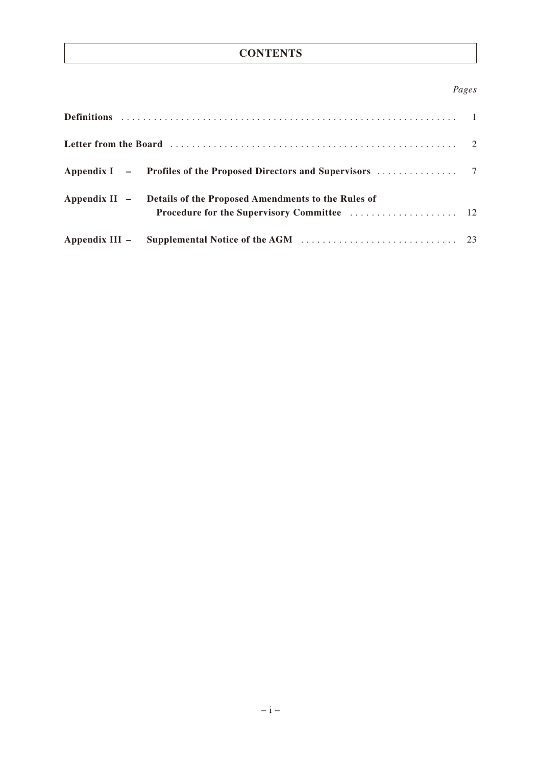# CONTENTS

| | | *Pages* |
|---|---|---|
| **Definitions** | | 1 |
| **Letter from the Board** | | 2 |
| **Appendix I –** | **Profiles of the Proposed Directors and Supervisors** | 7 |
| **Appendix II –** | **Details of the Proposed Amendments to the Rules of Procedure for the Supervisory Committee** | 12 |
| **Appendix III –** | **Supplemental Notice of the AGM** | 23 |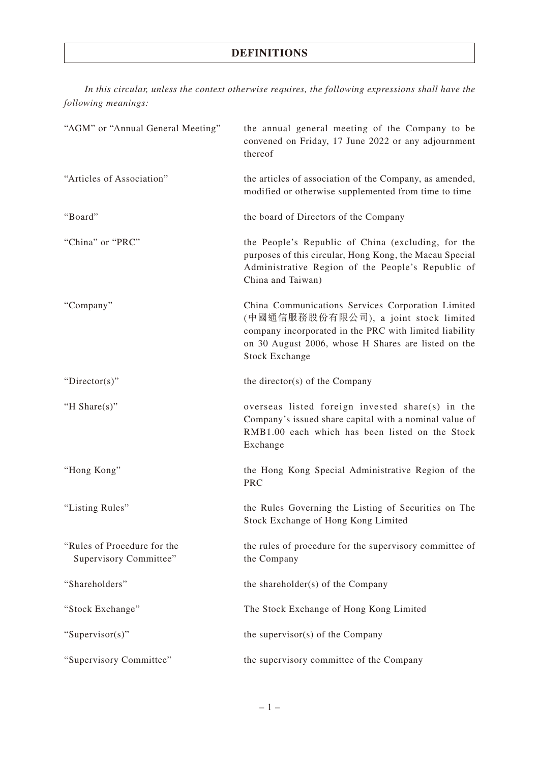# DEFINITIONS

*In this circular, unless the context otherwise requires, the following expressions shall have the following meanings:*

| | |
|---|---|
| "AGM" or "Annual General Meeting" | the annual general meeting of the Company to be convened on Friday, 17 June 2022 or any adjournment thereof |
| "Articles of Association" | the articles of association of the Company, as amended, modified or otherwise supplemented from time to time |
| "Board" | the board of Directors of the Company |
| "China" or "PRC" | the People's Republic of China (excluding, for the purposes of this circular, Hong Kong, the Macau Special Administrative Region of the People's Republic of China and Taiwan) |
| "Company" | China Communications Services Corporation Limited (中國通信服務股份有限公司), a joint stock limited company incorporated in the PRC with limited liability on 30 August 2006, whose H Shares are listed on the Stock Exchange |
| "Director(s)" | the director(s) of the Company |
| "H Share(s)" | overseas listed foreign invested share(s) in the Company's issued share capital with a nominal value of RMB1.00 each which has been listed on the Stock Exchange |
| "Hong Kong" | the Hong Kong Special Administrative Region of the PRC |
| "Listing Rules" | the Rules Governing the Listing of Securities on The Stock Exchange of Hong Kong Limited |
| "Rules of Procedure for the Supervisory Committee" | the rules of procedure for the supervisory committee of the Company |
| "Shareholders" | the shareholder(s) of the Company |
| "Stock Exchange" | The Stock Exchange of Hong Kong Limited |
| "Supervisor(s)" | the supervisor(s) of the Company |
| "Supervisory Committee" | the supervisory committee of the Company |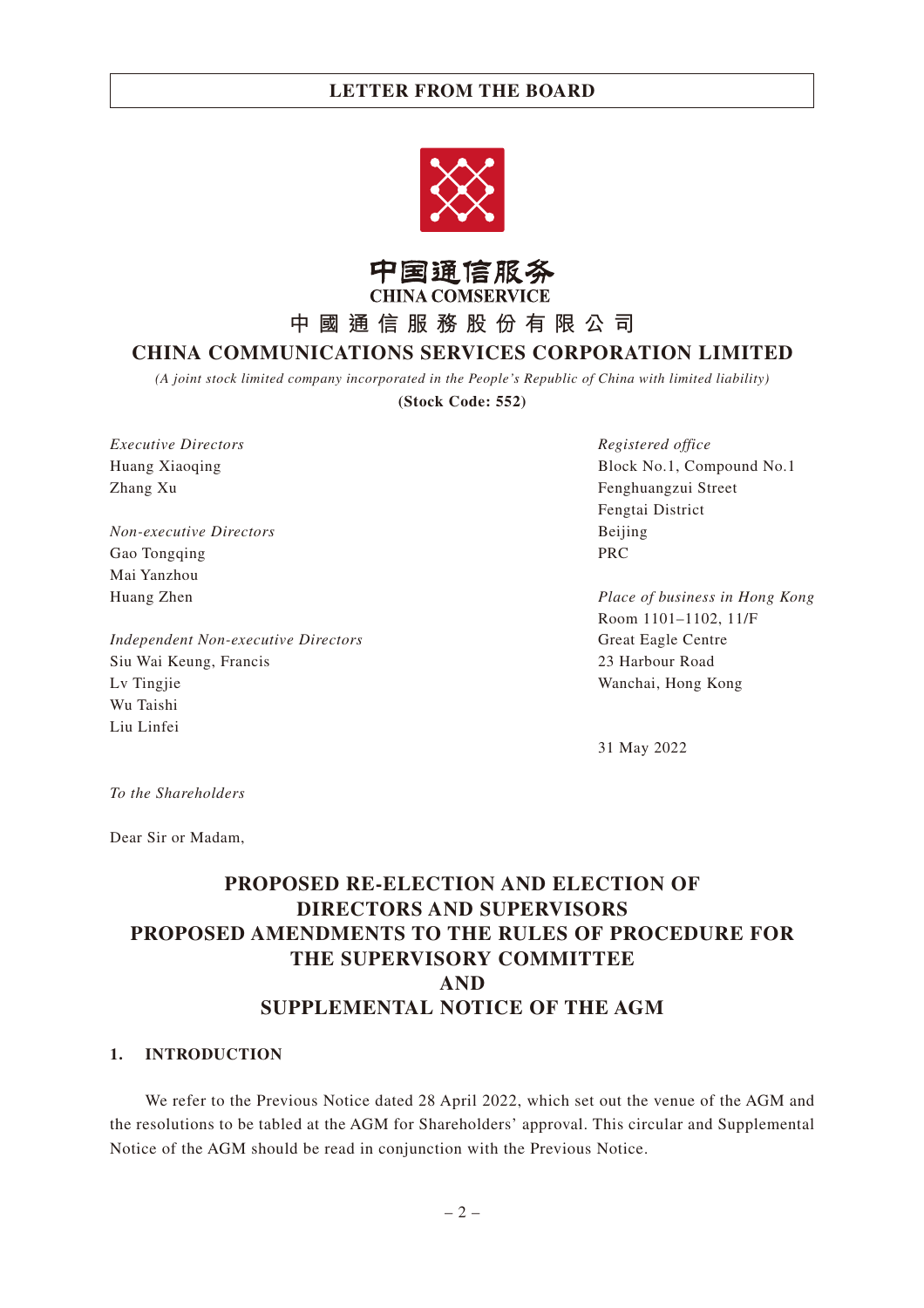**LETTER FROM THE BOARD**

中国通信服务
**CHINA COMSERVICE**

**中 國 通 信 服 務 股 份 有 限 公 司**
**CHINA COMMUNICATIONS SERVICES CORPORATION LIMITED**

*(A joint stock limited company incorporated in the People's Republic of China with limited liability)*

**(Stock Code: 552)**

*Executive Directors*
Huang Xiaoqing
Zhang Xu

*Non-executive Directors*
Gao Tongqing
Mai Yanzhou
Huang Zhen

*Independent Non-executive Directors*
Siu Wai Keung, Francis
Lv Tingjie
Wu Taishi
Liu Linfei

*Registered office*
Block No.1, Compound No.1
Fenghuangzui Street
Fengtai District
Beijing
PRC

*Place of business in Hong Kong*
Room 1101–1102, 11/F
Great Eagle Centre
23 Harbour Road
Wanchai, Hong Kong

31 May 2022

*To the Shareholders*

Dear Sir or Madam,

**PROPOSED RE-ELECTION AND ELECTION OF DIRECTORS AND SUPERVISORS**
**PROPOSED AMENDMENTS TO THE RULES OF PROCEDURE FOR THE SUPERVISORY COMMITTEE**
**AND**
**SUPPLEMENTAL NOTICE OF THE AGM**

## 1. INTRODUCTION

We refer to the Previous Notice dated 28 April 2022, which set out the venue of the AGM and the resolutions to be tabled at the AGM for Shareholders' approval. This circular and Supplemental Notice of the AGM should be read in conjunction with the Previous Notice.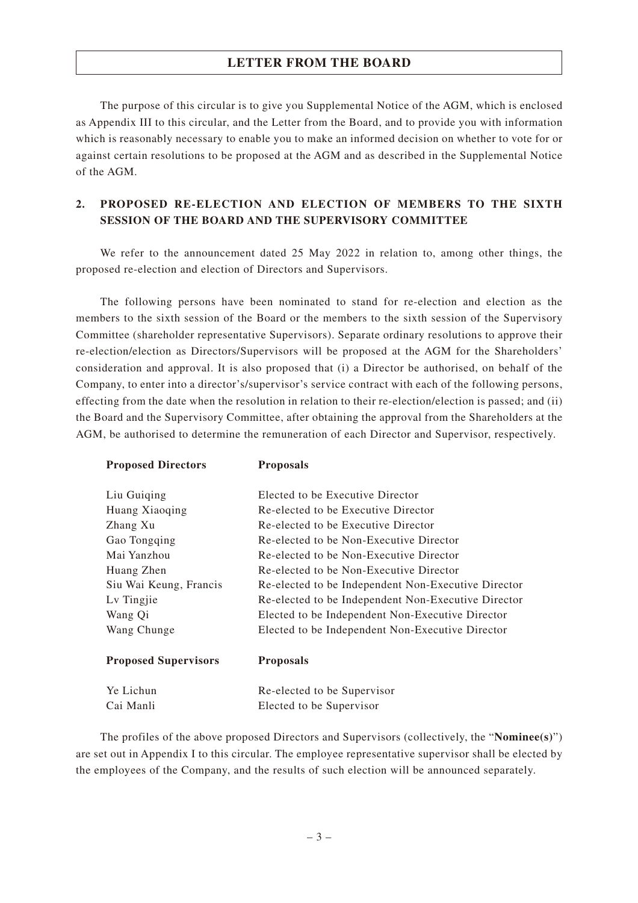## LETTER FROM THE BOARD

The purpose of this circular is to give you Supplemental Notice of the AGM, which is enclosed as Appendix III to this circular, and the Letter from the Board, and to provide you with information which is reasonably necessary to enable you to make an informed decision on whether to vote for or against certain resolutions to be proposed at the AGM and as described in the Supplemental Notice of the AGM.

### 2. PROPOSED RE-ELECTION AND ELECTION OF MEMBERS TO THE SIXTH SESSION OF THE BOARD AND THE SUPERVISORY COMMITTEE

We refer to the announcement dated 25 May 2022 in relation to, among other things, the proposed re-election and election of Directors and Supervisors.

The following persons have been nominated to stand for re-election and election as the members to the sixth session of the Board or the members to the sixth session of the Supervisory Committee (shareholder representative Supervisors). Separate ordinary resolutions to approve their re-election/election as Directors/Supervisors will be proposed at the AGM for the Shareholders' consideration and approval. It is also proposed that (i) a Director be authorised, on behalf of the Company, to enter into a director's/supervisor's service contract with each of the following persons, effecting from the date when the resolution in relation to their re-election/election is passed; and (ii) the Board and the Supervisory Committee, after obtaining the approval from the Shareholders at the AGM, be authorised to determine the remuneration of each Director and Supervisor, respectively.

| **Proposed Directors** | **Proposals** |
|---|---|
| Liu Guiqing | Elected to be Executive Director |
| Huang Xiaoqing | Re-elected to be Executive Director |
| Zhang Xu | Re-elected to be Executive Director |
| Gao Tongqing | Re-elected to be Non-Executive Director |
| Mai Yanzhou | Re-elected to be Non-Executive Director |
| Huang Zhen | Re-elected to be Non-Executive Director |
| Siu Wai Keung, Francis | Re-elected to be Independent Non-Executive Director |
| Lv Tingjie | Re-elected to be Independent Non-Executive Director |
| Wang Qi | Elected to be Independent Non-Executive Director |
| Wang Chunge | Elected to be Independent Non-Executive Director |

| **Proposed Supervisors** | **Proposals** |
|---|---|
| Ye Lichun | Re-elected to be Supervisor |
| Cai Manli | Elected to be Supervisor |

The profiles of the above proposed Directors and Supervisors (collectively, the "**Nominee(s)**") are set out in Appendix I to this circular. The employee representative supervisor shall be elected by the employees of the Company, and the results of such election will be announced separately.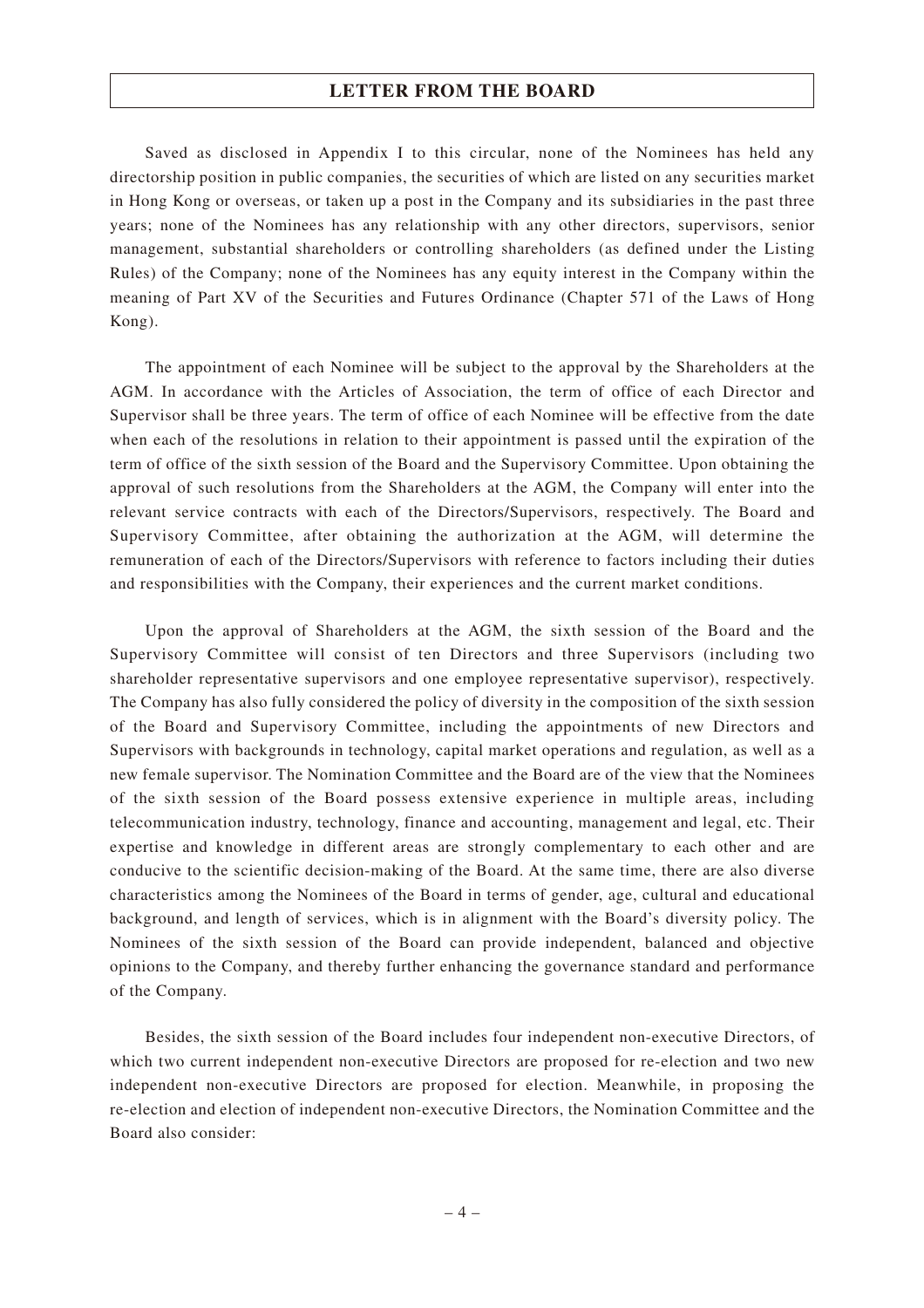Saved as disclosed in Appendix I to this circular, none of the Nominees has held any directorship position in public companies, the securities of which are listed on any securities market in Hong Kong or overseas, or taken up a post in the Company and its subsidiaries in the past three years; none of the Nominees has any relationship with any other directors, supervisors, senior management, substantial shareholders or controlling shareholders (as defined under the Listing Rules) of the Company; none of the Nominees has any equity interest in the Company within the meaning of Part XV of the Securities and Futures Ordinance (Chapter 571 of the Laws of Hong Kong).

The appointment of each Nominee will be subject to the approval by the Shareholders at the AGM. In accordance with the Articles of Association, the term of office of each Director and Supervisor shall be three years. The term of office of each Nominee will be effective from the date when each of the resolutions in relation to their appointment is passed until the expiration of the term of office of the sixth session of the Board and the Supervisory Committee. Upon obtaining the approval of such resolutions from the Shareholders at the AGM, the Company will enter into the relevant service contracts with each of the Directors/Supervisors, respectively. The Board and Supervisory Committee, after obtaining the authorization at the AGM, will determine the remuneration of each of the Directors/Supervisors with reference to factors including their duties and responsibilities with the Company, their experiences and the current market conditions.

Upon the approval of Shareholders at the AGM, the sixth session of the Board and the Supervisory Committee will consist of ten Directors and three Supervisors (including two shareholder representative supervisors and one employee representative supervisor), respectively. The Company has also fully considered the policy of diversity in the composition of the sixth session of the Board and Supervisory Committee, including the appointments of new Directors and Supervisors with backgrounds in technology, capital market operations and regulation, as well as a new female supervisor. The Nomination Committee and the Board are of the view that the Nominees of the sixth session of the Board possess extensive experience in multiple areas, including telecommunication industry, technology, finance and accounting, management and legal, etc. Their expertise and knowledge in different areas are strongly complementary to each other and are conducive to the scientific decision-making of the Board. At the same time, there are also diverse characteristics among the Nominees of the Board in terms of gender, age, cultural and educational background, and length of services, which is in alignment with the Board's diversity policy. The Nominees of the sixth session of the Board can provide independent, balanced and objective opinions to the Company, and thereby further enhancing the governance standard and performance of the Company.

Besides, the sixth session of the Board includes four independent non-executive Directors, of which two current independent non-executive Directors are proposed for re-election and two new independent non-executive Directors are proposed for election. Meanwhile, in proposing the re-election and election of independent non-executive Directors, the Nomination Committee and the Board also consider: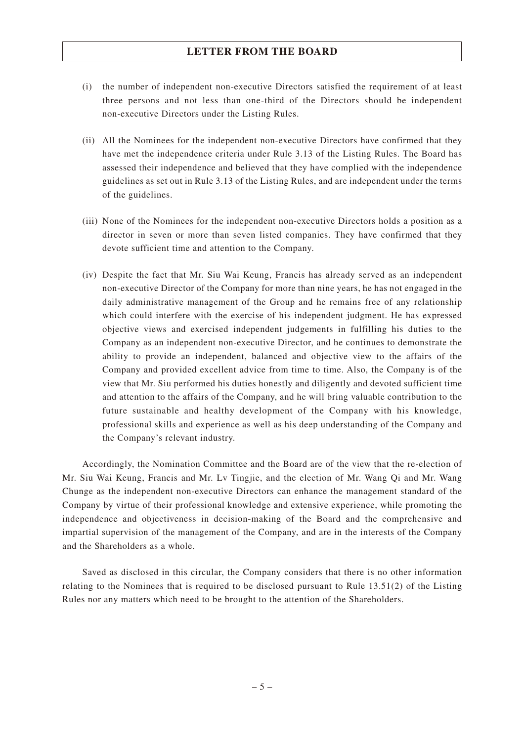(i) the number of independent non-executive Directors satisfied the requirement of at least three persons and not less than one-third of the Directors should be independent non-executive Directors under the Listing Rules.

(ii) All the Nominees for the independent non-executive Directors have confirmed that they have met the independence criteria under Rule 3.13 of the Listing Rules. The Board has assessed their independence and believed that they have complied with the independence guidelines as set out in Rule 3.13 of the Listing Rules, and are independent under the terms of the guidelines.

(iii) None of the Nominees for the independent non-executive Directors holds a position as a director in seven or more than seven listed companies. They have confirmed that they devote sufficient time and attention to the Company.

(iv) Despite the fact that Mr. Siu Wai Keung, Francis has already served as an independent non-executive Director of the Company for more than nine years, he has not engaged in the daily administrative management of the Group and he remains free of any relationship which could interfere with the exercise of his independent judgment. He has expressed objective views and exercised independent judgements in fulfilling his duties to the Company as an independent non-executive Director, and he continues to demonstrate the ability to provide an independent, balanced and objective view to the affairs of the Company and provided excellent advice from time to time. Also, the Company is of the view that Mr. Siu performed his duties honestly and diligently and devoted sufficient time and attention to the affairs of the Company, and he will bring valuable contribution to the future sustainable and healthy development of the Company with his knowledge, professional skills and experience as well as his deep understanding of the Company and the Company's relevant industry.

Accordingly, the Nomination Committee and the Board are of the view that the re-election of Mr. Siu Wai Keung, Francis and Mr. Lv Tingjie, and the election of Mr. Wang Qi and Mr. Wang Chunge as the independent non-executive Directors can enhance the management standard of the Company by virtue of their professional knowledge and extensive experience, while promoting the independence and objectiveness in decision-making of the Board and the comprehensive and impartial supervision of the management of the Company, and are in the interests of the Company and the Shareholders as a whole.

Saved as disclosed in this circular, the Company considers that there is no other information relating to the Nominees that is required to be disclosed pursuant to Rule 13.51(2) of the Listing Rules nor any matters which need to be brought to the attention of the Shareholders.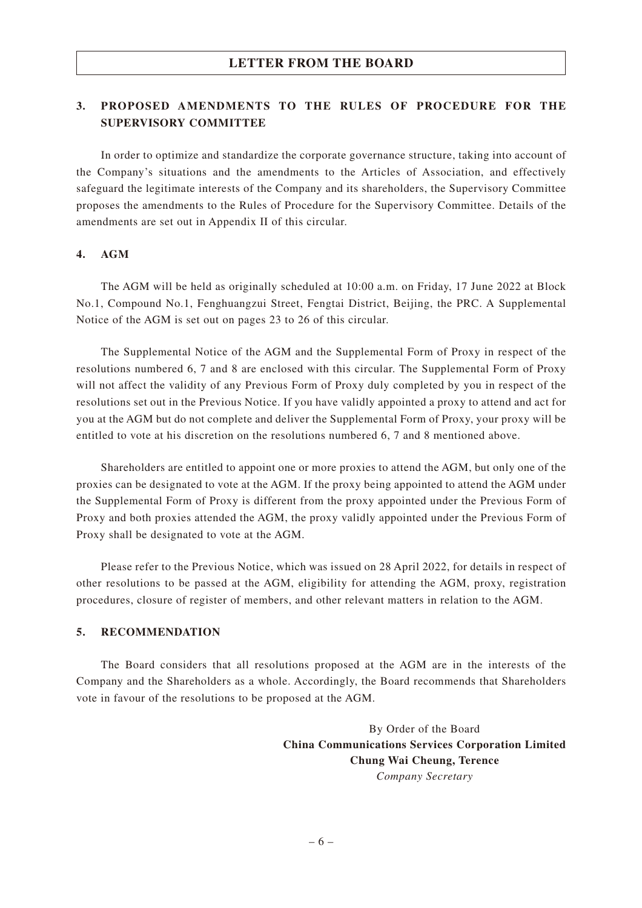## 3. PROPOSED AMENDMENTS TO THE RULES OF PROCEDURE FOR THE SUPERVISORY COMMITTEE

In order to optimize and standardize the corporate governance structure, taking into account of the Company's situations and the amendments to the Articles of Association, and effectively safeguard the legitimate interests of the Company and its shareholders, the Supervisory Committee proposes the amendments to the Rules of Procedure for the Supervisory Committee. Details of the amendments are set out in Appendix II of this circular.

## 4. AGM

The AGM will be held as originally scheduled at 10:00 a.m. on Friday, 17 June 2022 at Block No.1, Compound No.1, Fenghuangzui Street, Fengtai District, Beijing, the PRC. A Supplemental Notice of the AGM is set out on pages 23 to 26 of this circular.

The Supplemental Notice of the AGM and the Supplemental Form of Proxy in respect of the resolutions numbered 6, 7 and 8 are enclosed with this circular. The Supplemental Form of Proxy will not affect the validity of any Previous Form of Proxy duly completed by you in respect of the resolutions set out in the Previous Notice. If you have validly appointed a proxy to attend and act for you at the AGM but do not complete and deliver the Supplemental Form of Proxy, your proxy will be entitled to vote at his discretion on the resolutions numbered 6, 7 and 8 mentioned above.

Shareholders are entitled to appoint one or more proxies to attend the AGM, but only one of the proxies can be designated to vote at the AGM. If the proxy being appointed to attend the AGM under the Supplemental Form of Proxy is different from the proxy appointed under the Previous Form of Proxy and both proxies attended the AGM, the proxy validly appointed under the Previous Form of Proxy shall be designated to vote at the AGM.

Please refer to the Previous Notice, which was issued on 28 April 2022, for details in respect of other resolutions to be passed at the AGM, eligibility for attending the AGM, proxy, registration procedures, closure of register of members, and other relevant matters in relation to the AGM.

## 5. RECOMMENDATION

The Board considers that all resolutions proposed at the AGM are in the interests of the Company and the Shareholders as a whole. Accordingly, the Board recommends that Shareholders vote in favour of the resolutions to be proposed at the AGM.

By Order of the Board
**China Communications Services Corporation Limited**
**Chung Wai Cheung, Terence**
*Company Secretary*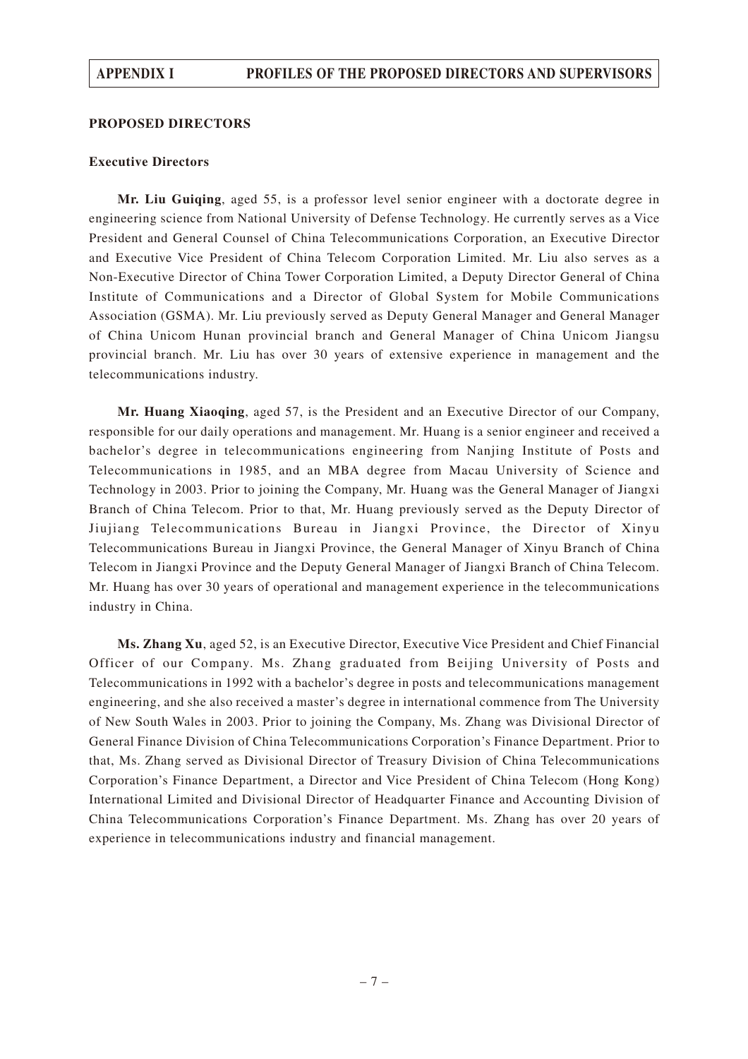## PROPOSED DIRECTORS

### Executive Directors

**Mr. Liu Guiqing**, aged 55, is a professor level senior engineer with a doctorate degree in engineering science from National University of Defense Technology. He currently serves as a Vice President and General Counsel of China Telecommunications Corporation, an Executive Director and Executive Vice President of China Telecom Corporation Limited. Mr. Liu also serves as a Non-Executive Director of China Tower Corporation Limited, a Deputy Director General of China Institute of Communications and a Director of Global System for Mobile Communications Association (GSMA). Mr. Liu previously served as Deputy General Manager and General Manager of China Unicom Hunan provincial branch and General Manager of China Unicom Jiangsu provincial branch. Mr. Liu has over 30 years of extensive experience in management and the telecommunications industry.

**Mr. Huang Xiaoqing**, aged 57, is the President and an Executive Director of our Company, responsible for our daily operations and management. Mr. Huang is a senior engineer and received a bachelor's degree in telecommunications engineering from Nanjing Institute of Posts and Telecommunications in 1985, and an MBA degree from Macau University of Science and Technology in 2003. Prior to joining the Company, Mr. Huang was the General Manager of Jiangxi Branch of China Telecom. Prior to that, Mr. Huang previously served as the Deputy Director of Jiujiang Telecommunications Bureau in Jiangxi Province, the Director of Xinyu Telecommunications Bureau in Jiangxi Province, the General Manager of Xinyu Branch of China Telecom in Jiangxi Province and the Deputy General Manager of Jiangxi Branch of China Telecom. Mr. Huang has over 30 years of operational and management experience in the telecommunications industry in China.

**Ms. Zhang Xu**, aged 52, is an Executive Director, Executive Vice President and Chief Financial Officer of our Company. Ms. Zhang graduated from Beijing University of Posts and Telecommunications in 1992 with a bachelor's degree in posts and telecommunications management engineering, and she also received a master's degree in international commence from The University of New South Wales in 2003. Prior to joining the Company, Ms. Zhang was Divisional Director of General Finance Division of China Telecommunications Corporation's Finance Department. Prior to that, Ms. Zhang served as Divisional Director of Treasury Division of China Telecommunications Corporation's Finance Department, a Director and Vice President of China Telecom (Hong Kong) International Limited and Divisional Director of Headquarter Finance and Accounting Division of China Telecommunications Corporation's Finance Department. Ms. Zhang has over 20 years of experience in telecommunications industry and financial management.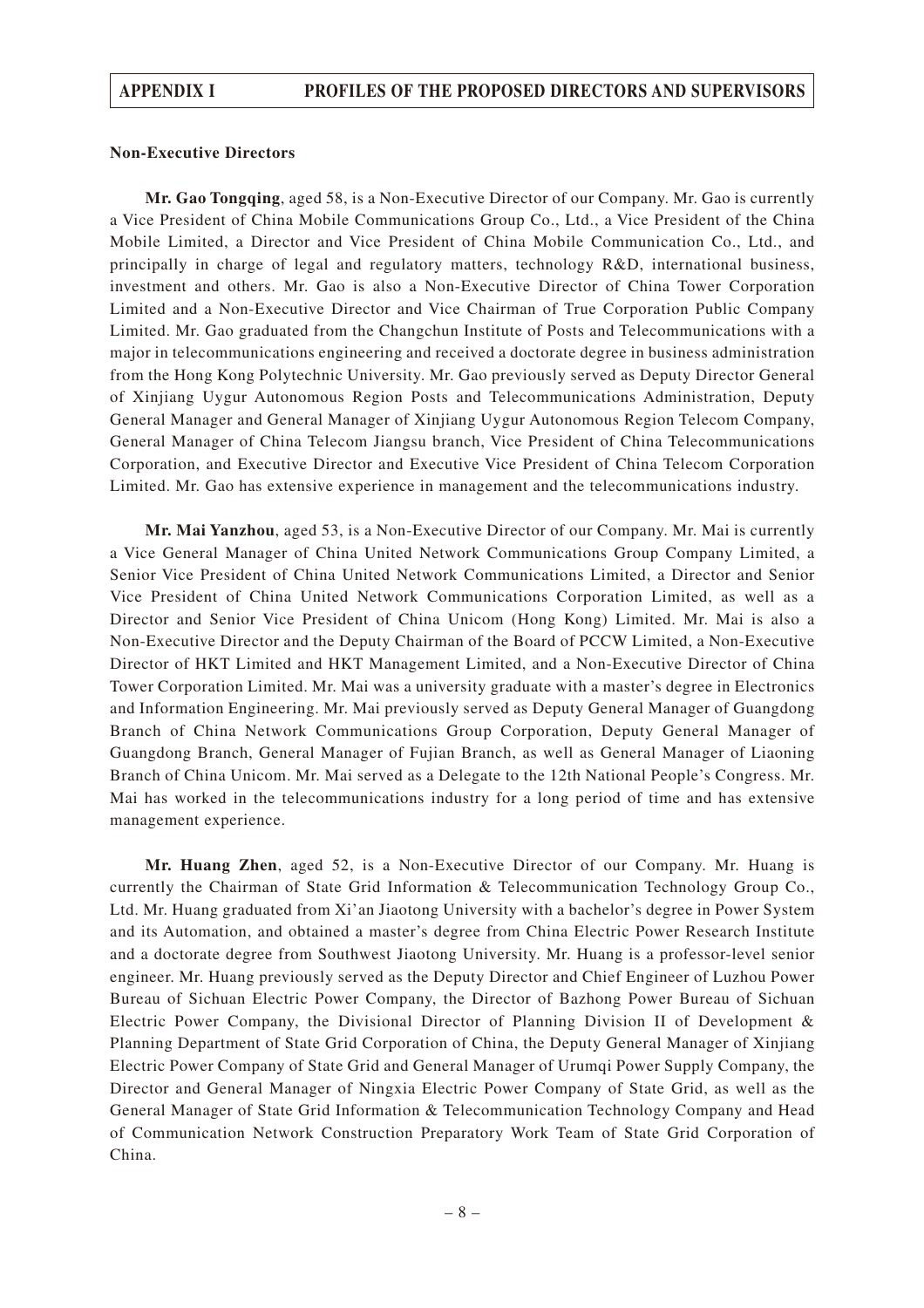### Non-Executive Directors

**Mr. Gao Tongqing**, aged 58, is a Non-Executive Director of our Company. Mr. Gao is currently a Vice President of China Mobile Communications Group Co., Ltd., a Vice President of the China Mobile Limited, a Director and Vice President of China Mobile Communication Co., Ltd., and principally in charge of legal and regulatory matters, technology R&D, international business, investment and others. Mr. Gao is also a Non-Executive Director of China Tower Corporation Limited and a Non-Executive Director and Vice Chairman of True Corporation Public Company Limited. Mr. Gao graduated from the Changchun Institute of Posts and Telecommunications with a major in telecommunications engineering and received a doctorate degree in business administration from the Hong Kong Polytechnic University. Mr. Gao previously served as Deputy Director General of Xinjiang Uygur Autonomous Region Posts and Telecommunications Administration, Deputy General Manager and General Manager of Xinjiang Uygur Autonomous Region Telecom Company, General Manager of China Telecom Jiangsu branch, Vice President of China Telecommunications Corporation, and Executive Director and Executive Vice President of China Telecom Corporation Limited. Mr. Gao has extensive experience in management and the telecommunications industry.

**Mr. Mai Yanzhou**, aged 53, is a Non-Executive Director of our Company. Mr. Mai is currently a Vice General Manager of China United Network Communications Group Company Limited, a Senior Vice President of China United Network Communications Limited, a Director and Senior Vice President of China United Network Communications Corporation Limited, as well as a Director and Senior Vice President of China Unicom (Hong Kong) Limited. Mr. Mai is also a Non-Executive Director and the Deputy Chairman of the Board of PCCW Limited, a Non-Executive Director of HKT Limited and HKT Management Limited, and a Non-Executive Director of China Tower Corporation Limited. Mr. Mai was a university graduate with a master's degree in Electronics and Information Engineering. Mr. Mai previously served as Deputy General Manager of Guangdong Branch of China Network Communications Group Corporation, Deputy General Manager of Guangdong Branch, General Manager of Fujian Branch, as well as General Manager of Liaoning Branch of China Unicom. Mr. Mai served as a Delegate to the 12th National People's Congress. Mr. Mai has worked in the telecommunications industry for a long period of time and has extensive management experience.

**Mr. Huang Zhen**, aged 52, is a Non-Executive Director of our Company. Mr. Huang is currently the Chairman of State Grid Information & Telecommunication Technology Group Co., Ltd. Mr. Huang graduated from Xi'an Jiaotong University with a bachelor's degree in Power System and its Automation, and obtained a master's degree from China Electric Power Research Institute and a doctorate degree from Southwest Jiaotong University. Mr. Huang is a professor-level senior engineer. Mr. Huang previously served as the Deputy Director and Chief Engineer of Luzhou Power Bureau of Sichuan Electric Power Company, the Director of Bazhong Power Bureau of Sichuan Electric Power Company, the Divisional Director of Planning Division II of Development & Planning Department of State Grid Corporation of China, the Deputy General Manager of Xinjiang Electric Power Company of State Grid and General Manager of Urumqi Power Supply Company, the Director and General Manager of Ningxia Electric Power Company of State Grid, as well as the General Manager of State Grid Information & Telecommunication Technology Company and Head of Communication Network Construction Preparatory Work Team of State Grid Corporation of China.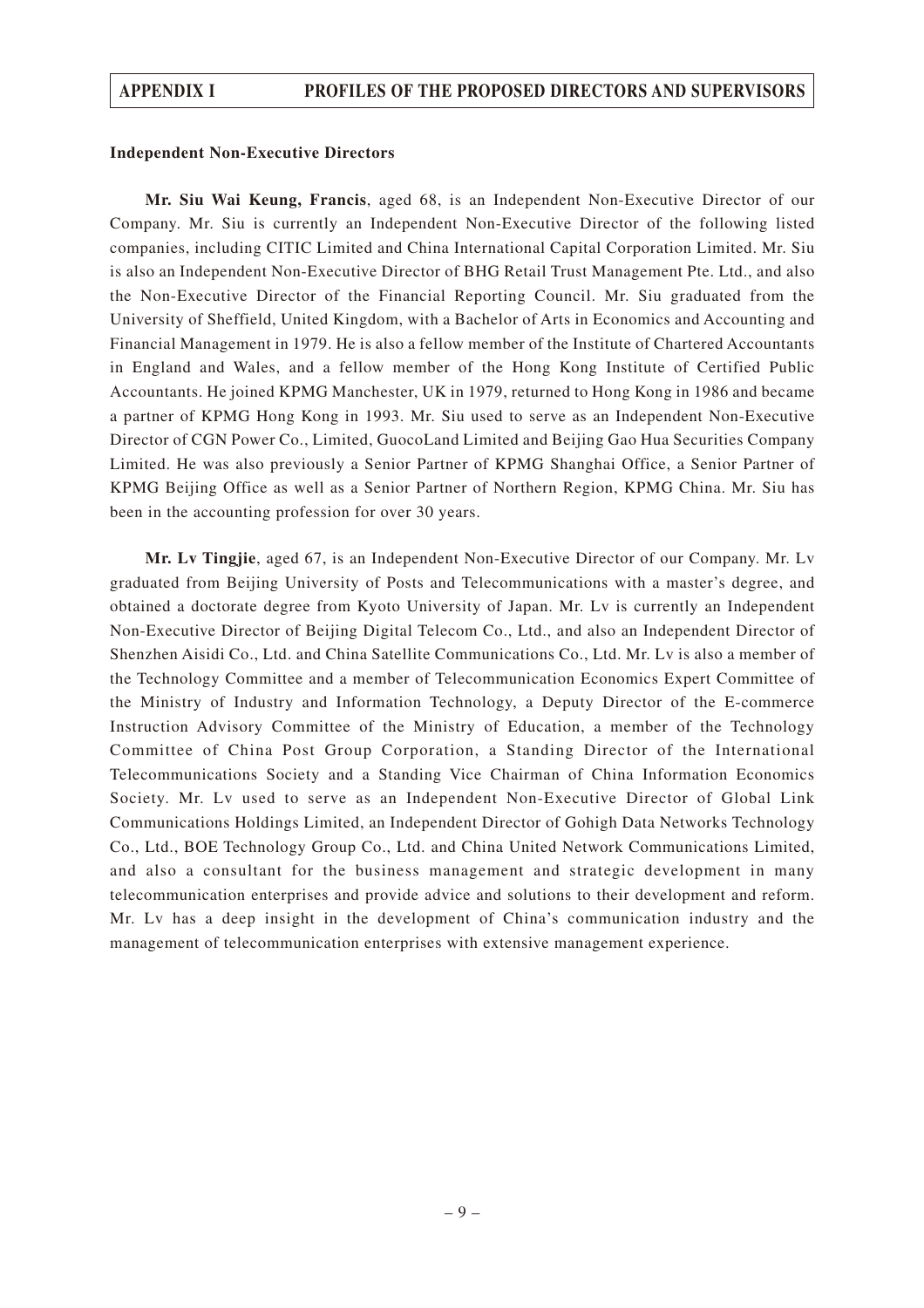### Independent Non-Executive Directors

**Mr. Siu Wai Keung, Francis**, aged 68, is an Independent Non-Executive Director of our Company. Mr. Siu is currently an Independent Non-Executive Director of the following listed companies, including CITIC Limited and China International Capital Corporation Limited. Mr. Siu is also an Independent Non-Executive Director of BHG Retail Trust Management Pte. Ltd., and also the Non-Executive Director of the Financial Reporting Council. Mr. Siu graduated from the University of Sheffield, United Kingdom, with a Bachelor of Arts in Economics and Accounting and Financial Management in 1979. He is also a fellow member of the Institute of Chartered Accountants in England and Wales, and a fellow member of the Hong Kong Institute of Certified Public Accountants. He joined KPMG Manchester, UK in 1979, returned to Hong Kong in 1986 and became a partner of KPMG Hong Kong in 1993. Mr. Siu used to serve as an Independent Non-Executive Director of CGN Power Co., Limited, GuocoLand Limited and Beijing Gao Hua Securities Company Limited. He was also previously a Senior Partner of KPMG Shanghai Office, a Senior Partner of KPMG Beijing Office as well as a Senior Partner of Northern Region, KPMG China. Mr. Siu has been in the accounting profession for over 30 years.

**Mr. Lv Tingjie**, aged 67, is an Independent Non-Executive Director of our Company. Mr. Lv graduated from Beijing University of Posts and Telecommunications with a master's degree, and obtained a doctorate degree from Kyoto University of Japan. Mr. Lv is currently an Independent Non-Executive Director of Beijing Digital Telecom Co., Ltd., and also an Independent Director of Shenzhen Aisidi Co., Ltd. and China Satellite Communications Co., Ltd. Mr. Lv is also a member of the Technology Committee and a member of Telecommunication Economics Expert Committee of the Ministry of Industry and Information Technology, a Deputy Director of the E-commerce Instruction Advisory Committee of the Ministry of Education, a member of the Technology Committee of China Post Group Corporation, a Standing Director of the International Telecommunications Society and a Standing Vice Chairman of China Information Economics Society. Mr. Lv used to serve as an Independent Non-Executive Director of Global Link Communications Holdings Limited, an Independent Director of Gohigh Data Networks Technology Co., Ltd., BOE Technology Group Co., Ltd. and China United Network Communications Limited, and also a consultant for the business management and strategic development in many telecommunication enterprises and provide advice and solutions to their development and reform. Mr. Lv has a deep insight in the development of China's communication industry and the management of telecommunication enterprises with extensive management experience.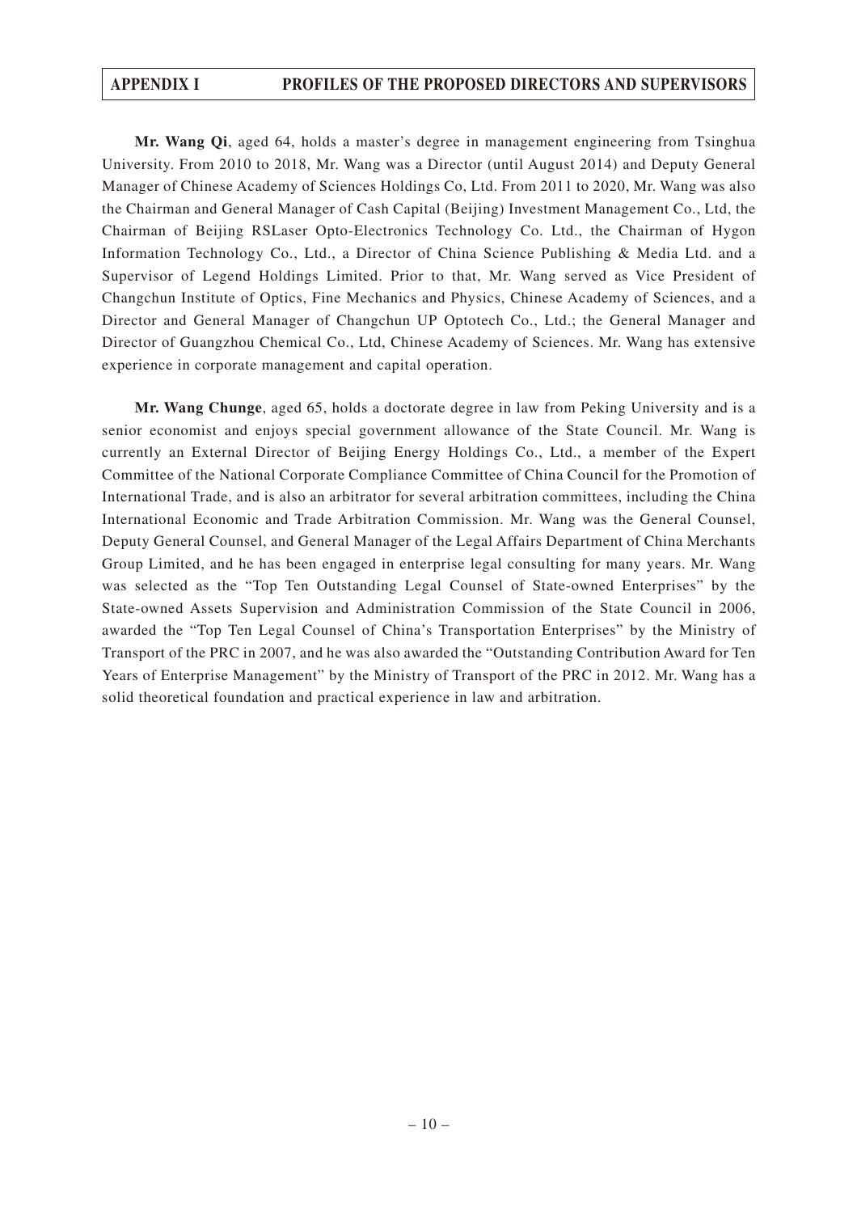**Mr. Wang Qi**, aged 64, holds a master's degree in management engineering from Tsinghua University. From 2010 to 2018, Mr. Wang was a Director (until August 2014) and Deputy General Manager of Chinese Academy of Sciences Holdings Co, Ltd. From 2011 to 2020, Mr. Wang was also the Chairman and General Manager of Cash Capital (Beijing) Investment Management Co., Ltd, the Chairman of Beijing RSLaser Opto-Electronics Technology Co. Ltd., the Chairman of Hygon Information Technology Co., Ltd., a Director of China Science Publishing & Media Ltd. and a Supervisor of Legend Holdings Limited. Prior to that, Mr. Wang served as Vice President of Changchun Institute of Optics, Fine Mechanics and Physics, Chinese Academy of Sciences, and a Director and General Manager of Changchun UP Optotech Co., Ltd.; the General Manager and Director of Guangzhou Chemical Co., Ltd, Chinese Academy of Sciences. Mr. Wang has extensive experience in corporate management and capital operation.

**Mr. Wang Chunge**, aged 65, holds a doctorate degree in law from Peking University and is a senior economist and enjoys special government allowance of the State Council. Mr. Wang is currently an External Director of Beijing Energy Holdings Co., Ltd., a member of the Expert Committee of the National Corporate Compliance Committee of China Council for the Promotion of International Trade, and is also an arbitrator for several arbitration committees, including the China International Economic and Trade Arbitration Commission. Mr. Wang was the General Counsel, Deputy General Counsel, and General Manager of the Legal Affairs Department of China Merchants Group Limited, and he has been engaged in enterprise legal consulting for many years. Mr. Wang was selected as the "Top Ten Outstanding Legal Counsel of State-owned Enterprises" by the State-owned Assets Supervision and Administration Commission of the State Council in 2006, awarded the "Top Ten Legal Counsel of China's Transportation Enterprises" by the Ministry of Transport of the PRC in 2007, and he was also awarded the "Outstanding Contribution Award for Ten Years of Enterprise Management" by the Ministry of Transport of the PRC in 2012. Mr. Wang has a solid theoretical foundation and practical experience in law and arbitration.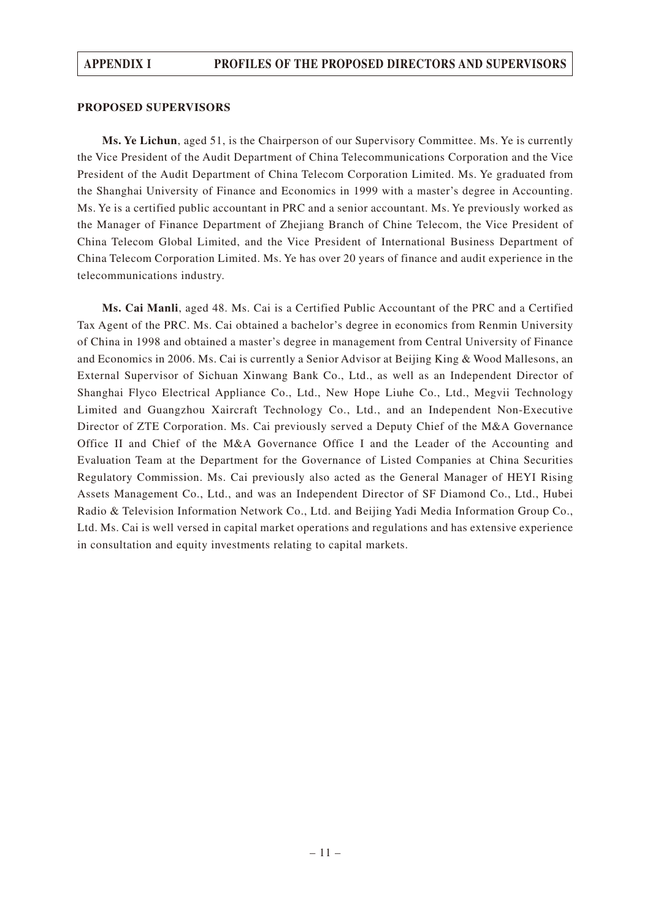**PROPOSED SUPERVISORS**

**Ms. Ye Lichun**, aged 51, is the Chairperson of our Supervisory Committee. Ms. Ye is currently the Vice President of the Audit Department of China Telecommunications Corporation and the Vice President of the Audit Department of China Telecom Corporation Limited. Ms. Ye graduated from the Shanghai University of Finance and Economics in 1999 with a master's degree in Accounting. Ms. Ye is a certified public accountant in PRC and a senior accountant. Ms. Ye previously worked as the Manager of Finance Department of Zhejiang Branch of Chine Telecom, the Vice President of China Telecom Global Limited, and the Vice President of International Business Department of China Telecom Corporation Limited. Ms. Ye has over 20 years of finance and audit experience in the telecommunications industry.

**Ms. Cai Manli**, aged 48. Ms. Cai is a Certified Public Accountant of the PRC and a Certified Tax Agent of the PRC. Ms. Cai obtained a bachelor's degree in economics from Renmin University of China in 1998 and obtained a master's degree in management from Central University of Finance and Economics in 2006. Ms. Cai is currently a Senior Advisor at Beijing King & Wood Mallesons, an External Supervisor of Sichuan Xinwang Bank Co., Ltd., as well as an Independent Director of Shanghai Flyco Electrical Appliance Co., Ltd., New Hope Liuhe Co., Ltd., Megvii Technology Limited and Guangzhou Xaircraft Technology Co., Ltd., and an Independent Non-Executive Director of ZTE Corporation. Ms. Cai previously served a Deputy Chief of the M&A Governance Office II and Chief of the M&A Governance Office I and the Leader of the Accounting and Evaluation Team at the Department for the Governance of Listed Companies at China Securities Regulatory Commission. Ms. Cai previously also acted as the General Manager of HEYI Rising Assets Management Co., Ltd., and was an Independent Director of SF Diamond Co., Ltd., Hubei Radio & Television Information Network Co., Ltd. and Beijing Yadi Media Information Group Co., Ltd. Ms. Cai is well versed in capital market operations and regulations and has extensive experience in consultation and equity investments relating to capital markets.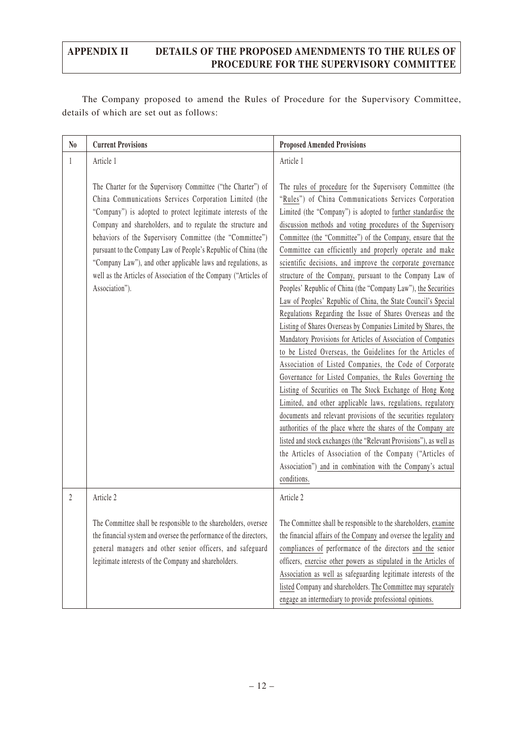# APPENDIX II DETAILS OF THE PROPOSED AMENDMENTS TO THE RULES OF PROCEDURE FOR THE SUPERVISORY COMMITTEE

The Company proposed to amend the Rules of Procedure for the Supervisory Committee, details of which are set out as follows:

| No | Current Provisions | Proposed Amended Provisions |
|---|---|---|
| 1 | Article 1<br><br>The Charter for the Supervisory Committee ("the Charter") of China Communications Services Corporation Limited (the "Company") is adopted to protect legitimate interests of the Company and shareholders, and to regulate the structure and behaviors of the Supervisory Committee (the "Committee") pursuant to the Company Law of People's Republic of China (the "Company Law"), and other applicable laws and regulations, as well as the Articles of Association of the Company ("Articles of Association"). | Article 1<br><br>The rules of procedure for the Supervisory Committee (the "Rules") of China Communications Services Corporation Limited (the "Company") is adopted to further standardise the discussion methods and voting procedures of the Supervisory Committee (the "Committee") of the Company, ensure that the Committee can efficiently and properly operate and make scientific decisions, and improve the corporate governance structure of the Company, pursuant to the Company Law of Peoples' Republic of China (the "Company Law"), the Securities Law of Peoples' Republic of China, the State Council's Special Regulations Regarding the Issue of Shares Overseas and the Listing of Shares Overseas by Companies Limited by Shares, the Mandatory Provisions for Articles of Association of Companies to be Listed Overseas, the Guidelines for the Articles of Association of Listed Companies, the Code of Corporate Governance for Listed Companies, the Rules Governing the Listing of Securities on The Stock Exchange of Hong Kong Limited, and other applicable laws, regulations, regulatory documents and relevant provisions of the securities regulatory authorities of the place where the shares of the Company are listed and stock exchanges (the "Relevant Provisions"), as well as the Articles of Association of the Company ("Articles of Association") and in combination with the Company's actual conditions. |
| 2 | Article 2<br><br>The Committee shall be responsible to the shareholders, oversee the financial system and oversee the performance of the directors, general managers and other senior officers, and safeguard legitimate interests of the Company and shareholders. | Article 2<br><br>The Committee shall be responsible to the shareholders, examine the financial affairs of the Company and oversee the legality and compliances of performance of the directors and the senior officers, exercise other powers as stipulated in the Articles of Association as well as safeguarding legitimate interests of the listed Company and shareholders. The Committee may separately engage an intermediary to provide professional opinions. |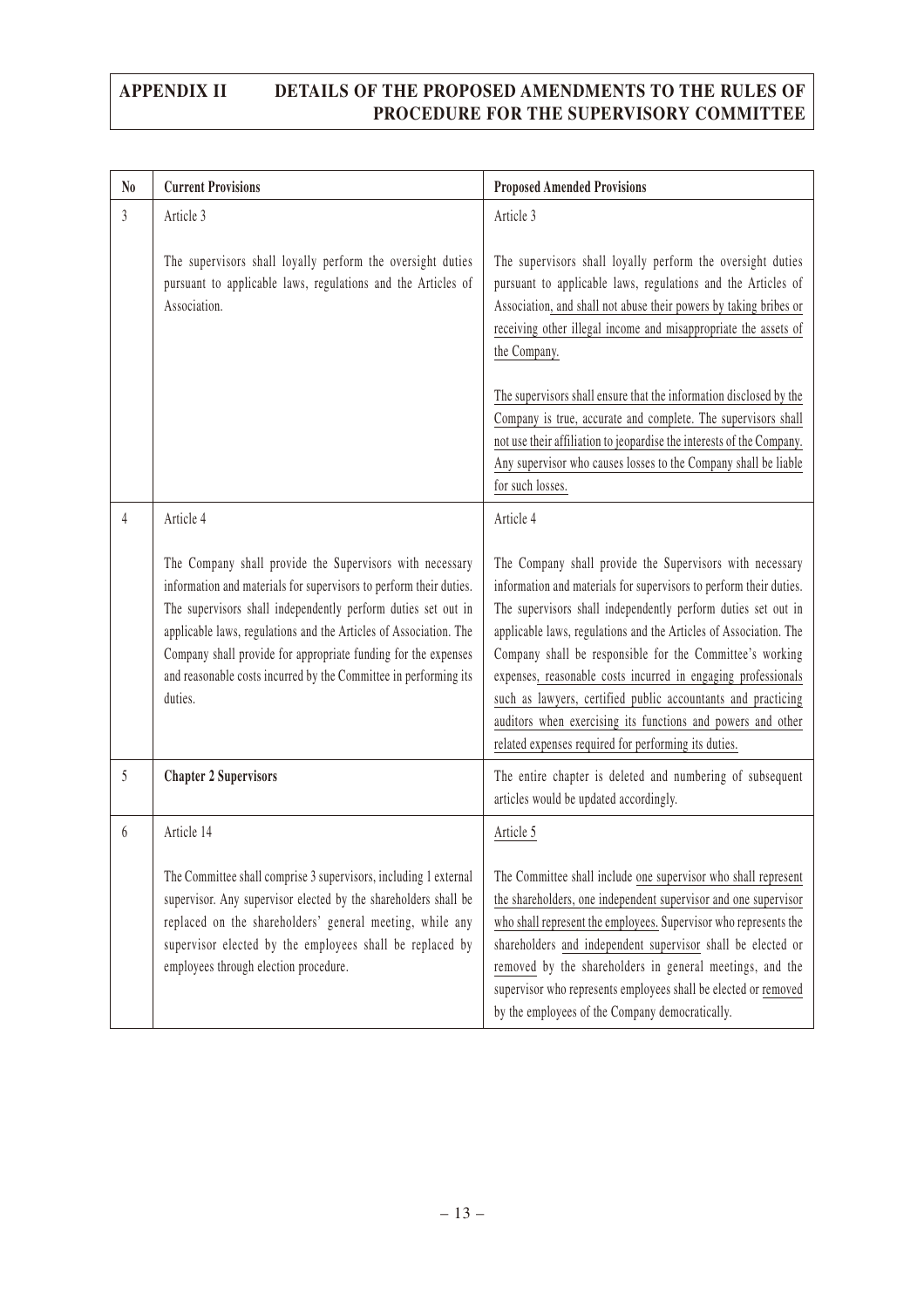## APPENDIX II DETAILS OF THE PROPOSED AMENDMENTS TO THE RULES OF PROCEDURE FOR THE SUPERVISORY COMMITTEE

| No | Current Provisions | Proposed Amended Provisions |
|---|---|---|
| 3 | Article 3<br><br>The supervisors shall loyally perform the oversight duties pursuant to applicable laws, regulations and the Articles of Association. | Article 3<br><br>The supervisors shall loyally perform the oversight duties pursuant to applicable laws, regulations and the Articles of Association, and shall not abuse their powers by taking bribes or receiving other illegal income and misappropriate the assets of the Company.<br><br>The supervisors shall ensure that the information disclosed by the Company is true, accurate and complete. The supervisors shall not use their affiliation to jeopardise the interests of the Company. Any supervisor who causes losses to the Company shall be liable for such losses. |
| 4 | Article 4<br><br>The Company shall provide the Supervisors with necessary information and materials for supervisors to perform their duties. The supervisors shall independently perform duties set out in applicable laws, regulations and the Articles of Association. The Company shall provide for appropriate funding for the expenses and reasonable costs incurred by the Committee in performing its duties. | Article 4<br><br>The Company shall provide the Supervisors with necessary information and materials for supervisors to perform their duties. The supervisors shall independently perform duties set out in applicable laws, regulations and the Articles of Association. The Company shall be responsible for the Committee's working expenses, reasonable costs incurred in engaging professionals such as lawyers, certified public accountants and practicing auditors when exercising its functions and powers and other related expenses required for performing its duties. |
| 5 | **Chapter 2 Supervisors** | The entire chapter is deleted and numbering of subsequent articles would be updated accordingly. |
| 6 | Article 14<br><br>The Committee shall comprise 3 supervisors, including 1 external supervisor. Any supervisor elected by the shareholders shall be replaced on the shareholders' general meeting, while any supervisor elected by the employees shall be replaced by employees through election procedure. | Article 5<br><br>The Committee shall include one supervisor who shall represent the shareholders, one independent supervisor and one supervisor who shall represent the employees. Supervisor who represents the shareholders and independent supervisor shall be elected or removed by the shareholders in general meetings, and the supervisor who represents employees shall be elected or removed by the employees of the Company democratically. |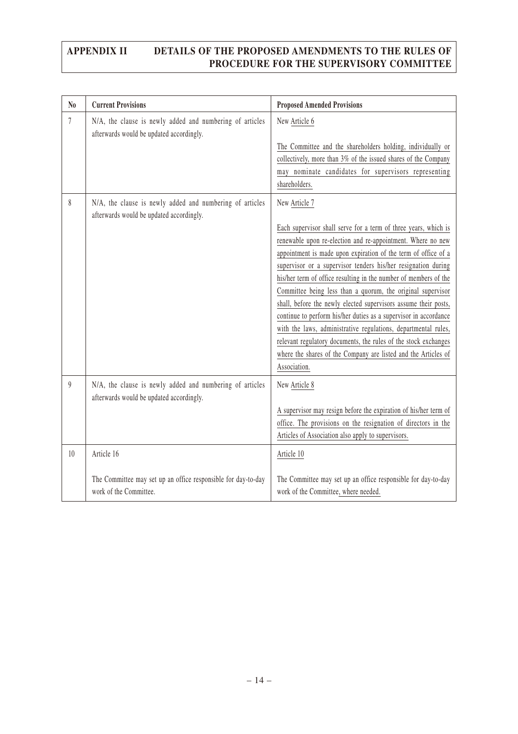# APPENDIX II DETAILS OF THE PROPOSED AMENDMENTS TO THE RULES OF PROCEDURE FOR THE SUPERVISORY COMMITTEE

| No | Current Provisions | Proposed Amended Provisions |
|---|---|---|
| 7 | N/A, the clause is newly added and numbering of articles afterwards would be updated accordingly. | New Article 6<br><br>The Committee and the shareholders holding, individually or collectively, more than 3% of the issued shares of the Company may nominate candidates for supervisors representing shareholders. |
| 8 | N/A, the clause is newly added and numbering of articles afterwards would be updated accordingly. | New Article 7<br><br>Each supervisor shall serve for a term of three years, which is renewable upon re-election and re-appointment. Where no new appointment is made upon expiration of the term of office of a supervisor or a supervisor tenders his/her resignation during his/her term of office resulting in the number of members of the Committee being less than a quorum, the original supervisor shall, before the newly elected supervisors assume their posts, continue to perform his/her duties as a supervisor in accordance with the laws, administrative regulations, departmental rules, relevant regulatory documents, the rules of the stock exchanges where the shares of the Company are listed and the Articles of Association. |
| 9 | N/A, the clause is newly added and numbering of articles afterwards would be updated accordingly. | New Article 8<br><br>A supervisor may resign before the expiration of his/her term of office. The provisions on the resignation of directors in the Articles of Association also apply to supervisors. |
| 10 | Article 16<br><br>The Committee may set up an office responsible for day-to-day work of the Committee. | Article 10<br><br>The Committee may set up an office responsible for day-to-day work of the Committee, where needed. |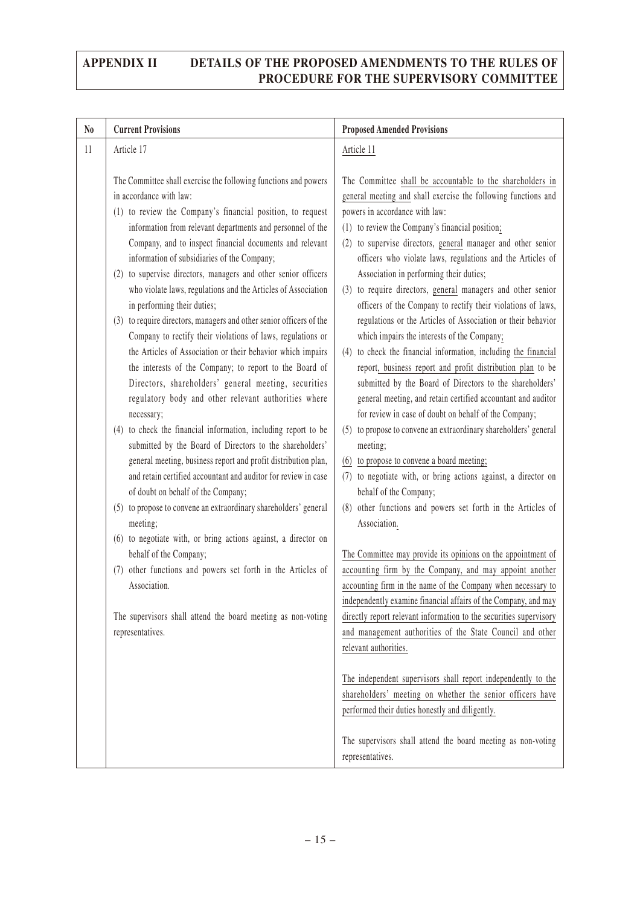# APPENDIX II DETAILS OF THE PROPOSED AMENDMENTS TO THE RULES OF PROCEDURE FOR THE SUPERVISORY COMMITTEE

| No | Current Provisions | Proposed Amended Provisions |
|---|---|---|
| 11 | Article 17<br><br>The Committee shall exercise the following functions and powers in accordance with law:<br>(1) to review the Company's financial position, to request information from relevant departments and personnel of the Company, and to inspect financial documents and relevant information of subsidiaries of the Company;<br>(2) to supervise directors, managers and other senior officers who violate laws, regulations and the Articles of Association in performing their duties;<br>(3) to require directors, managers and other senior officers of the Company to rectify their violations of laws, regulations or the Articles of Association or their behavior which impairs the interests of the Company; to report to the Board of Directors, shareholders' general meeting, securities regulatory body and other relevant authorities where necessary;<br>(4) to check the financial information, including report to be submitted by the Board of Directors to the shareholders' general meeting, business report and profit distribution plan, and retain certified accountant and auditor for review in case of doubt on behalf of the Company;<br>(5) to propose to convene an extraordinary shareholders' general meeting;<br>(6) to negotiate with, or bring actions against, a director on behalf of the Company;<br>(7) other functions and powers set forth in the Articles of Association.<br><br>The supervisors shall attend the board meeting as non-voting representatives. | Article 11<br><br>The Committee shall be accountable to the shareholders in general meeting and shall exercise the following functions and powers in accordance with law:<br>(1) to review the Company's financial position;<br>(2) to supervise directors, general manager and other senior officers who violate laws, regulations and the Articles of Association in performing their duties;<br>(3) to require directors, general managers and other senior officers of the Company to rectify their violations of laws, regulations or the Articles of Association or their behavior which impairs the interests of the Company;<br>(4) to check the financial information, including the financial report, business report and profit distribution plan to be submitted by the Board of Directors to the shareholders' general meeting, and retain certified accountant and auditor for review in case of doubt on behalf of the Company;<br>(5) to propose to convene an extraordinary shareholders' general meeting;<br>(6) to propose to convene a board meeting;<br>(7) to negotiate with, or bring actions against, a director on behalf of the Company;<br>(8) other functions and powers set forth in the Articles of Association.<br><br>The Committee may provide its opinions on the appointment of accounting firm by the Company, and may appoint another accounting firm in the name of the Company when necessary to independently examine financial affairs of the Company, and may directly report relevant information to the securities supervisory and management authorities of the State Council and other relevant authorities.<br><br>The independent supervisors shall report independently to the shareholders' meeting on whether the senior officers have performed their duties honestly and diligently.<br><br>The supervisors shall attend the board meeting as non-voting representatives. |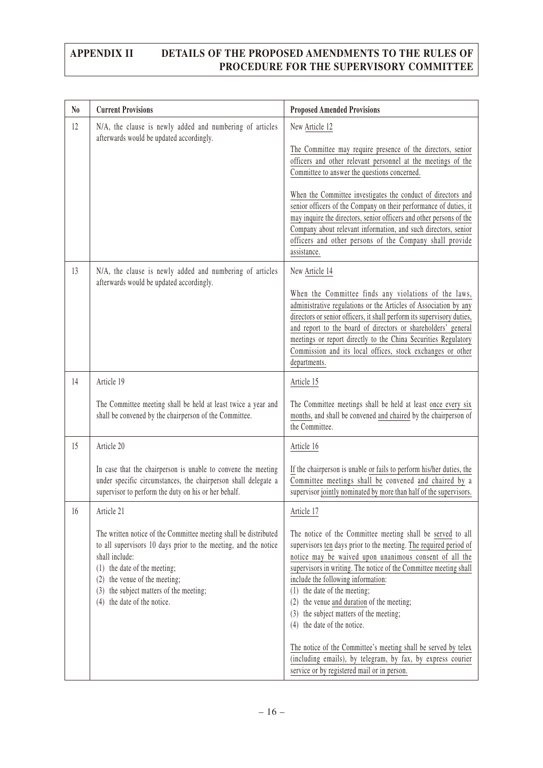## APPENDIX II DETAILS OF THE PROPOSED AMENDMENTS TO THE RULES OF PROCEDURE FOR THE SUPERVISORY COMMITTEE

| No | Current Provisions | Proposed Amended Provisions |
|---|---|---|
| 12 | N/A, the clause is newly added and numbering of articles afterwards would be updated accordingly. | New Article 12<br><br>The Committee may require presence of the directors, senior officers and other relevant personnel at the meetings of the Committee to answer the questions concerned.<br><br>When the Committee investigates the conduct of directors and senior officers of the Company on their performance of duties, it may inquire the directors, senior officers and other persons of the Company about relevant information, and such directors, senior officers and other persons of the Company shall provide assistance. |
| 13 | N/A, the clause is newly added and numbering of articles afterwards would be updated accordingly. | New Article 14<br><br>When the Committee finds any violations of the laws, administrative regulations or the Articles of Association by any directors or senior officers, it shall perform its supervisory duties, and report to the board of directors or shareholders' general meetings or report directly to the China Securities Regulatory Commission and its local offices, stock exchanges or other departments. |
| 14 | Article 19<br><br>The Committee meeting shall be held at least twice a year and shall be convened by the chairperson of the Committee. | Article 15<br><br>The Committee meetings shall be held at least once every six months, and shall be convened and chaired by the chairperson of the Committee. |
| 15 | Article 20<br><br>In case that the chairperson is unable to convene the meeting under specific circumstances, the chairperson shall delegate a supervisor to perform the duty on his or her behalf. | Article 16<br><br>If the chairperson is unable or fails to perform his/her duties, the Committee meetings shall be convened and chaired by a supervisor jointly nominated by more than half of the supervisors. |
| 16 | Article 21<br><br>The written notice of the Committee meeting shall be distributed to all supervisors 10 days prior to the meeting, and the notice shall include:<br>(1) the date of the meeting;<br>(2) the venue of the meeting;<br>(3) the subject matters of the meeting;<br>(4) the date of the notice. | Article 17<br><br>The notice of the Committee meeting shall be served to all supervisors ten days prior to the meeting. The required period of notice may be waived upon unanimous consent of all the supervisors in writing. The notice of the Committee meeting shall include the following information:<br>(1) the date of the meeting;<br>(2) the venue and duration of the meeting;<br>(3) the subject matters of the meeting;<br>(4) the date of the notice.<br><br>The notice of the Committee's meeting shall be served by telex (including emails), by telegram, by fax, by express courier service or by registered mail or in person. |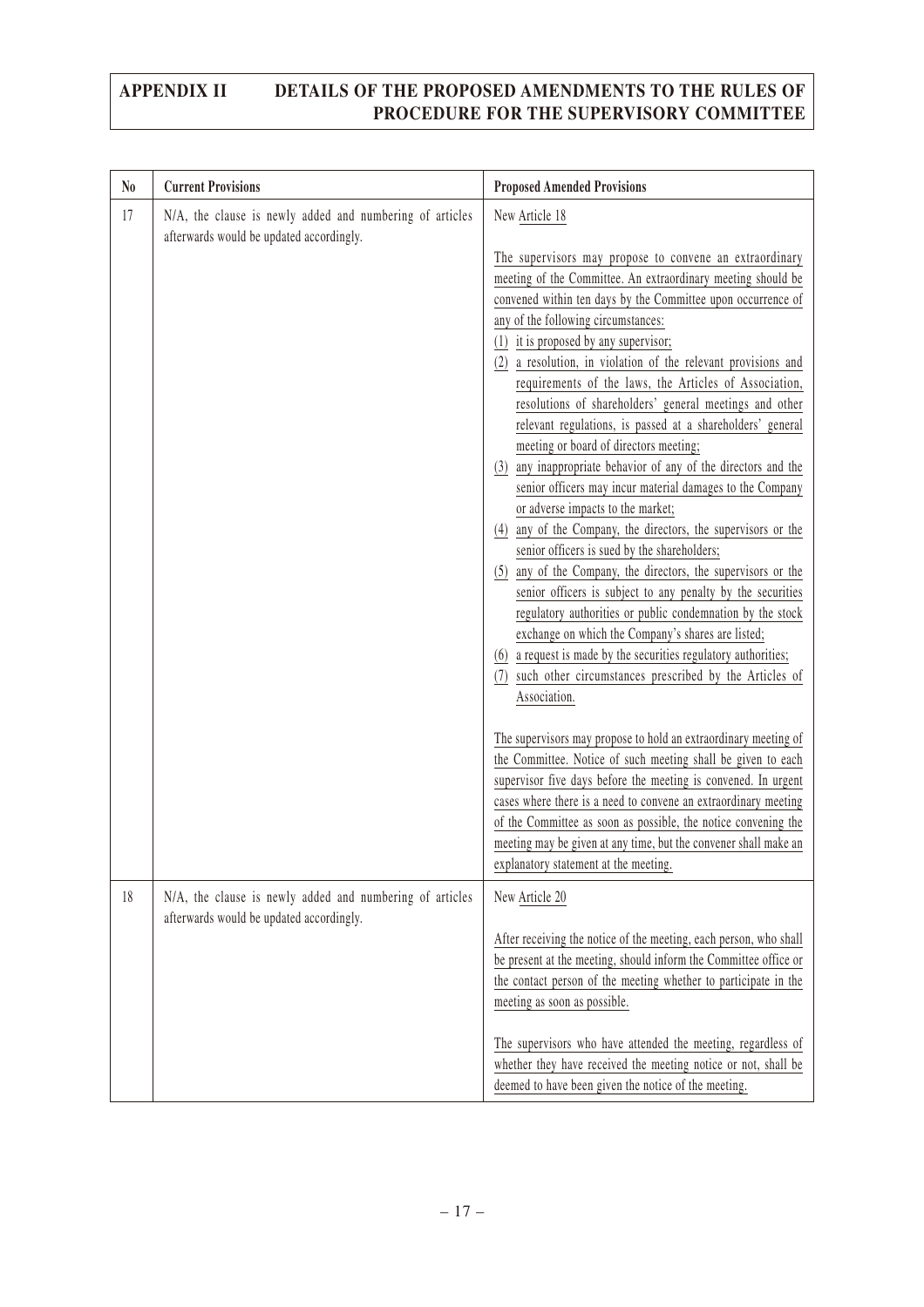# APPENDIX II DETAILS OF THE PROPOSED AMENDMENTS TO THE RULES OF PROCEDURE FOR THE SUPERVISORY COMMITTEE

| No | Current Provisions | Proposed Amended Provisions |
|---|---|---|
| 17 | N/A, the clause is newly added and numbering of articles afterwards would be updated accordingly. | New Article 18<br><br>The supervisors may propose to convene an extraordinary meeting of the Committee. An extraordinary meeting should be convened within ten days by the Committee upon occurrence of any of the following circumstances:<br>(1) it is proposed by any supervisor;<br>(2) a resolution, in violation of the relevant provisions and requirements of the laws, the Articles of Association, resolutions of shareholders' general meetings and other relevant regulations, is passed at a shareholders' general meeting or board of directors meeting;<br>(3) any inappropriate behavior of any of the directors and the senior officers may incur material damages to the Company or adverse impacts to the market;<br>(4) any of the Company, the directors, the supervisors or the senior officers is sued by the shareholders;<br>(5) any of the Company, the directors, the supervisors or the senior officers is subject to any penalty by the securities regulatory authorities or public condemnation by the stock exchange on which the Company's shares are listed;<br>(6) a request is made by the securities regulatory authorities;<br>(7) such other circumstances prescribed by the Articles of Association.<br><br>The supervisors may propose to hold an extraordinary meeting of the Committee. Notice of such meeting shall be given to each supervisor five days before the meeting is convened. In urgent cases where there is a need to convene an extraordinary meeting of the Committee as soon as possible, the notice convening the meeting may be given at any time, but the convener shall make an explanatory statement at the meeting. |
| 18 | N/A, the clause is newly added and numbering of articles afterwards would be updated accordingly. | New Article 20<br><br>After receiving the notice of the meeting, each person, who shall be present at the meeting, should inform the Committee office or the contact person of the meeting whether to participate in the meeting as soon as possible.<br><br>The supervisors who have attended the meeting, regardless of whether they have received the meeting notice or not, shall be deemed to have been given the notice of the meeting. |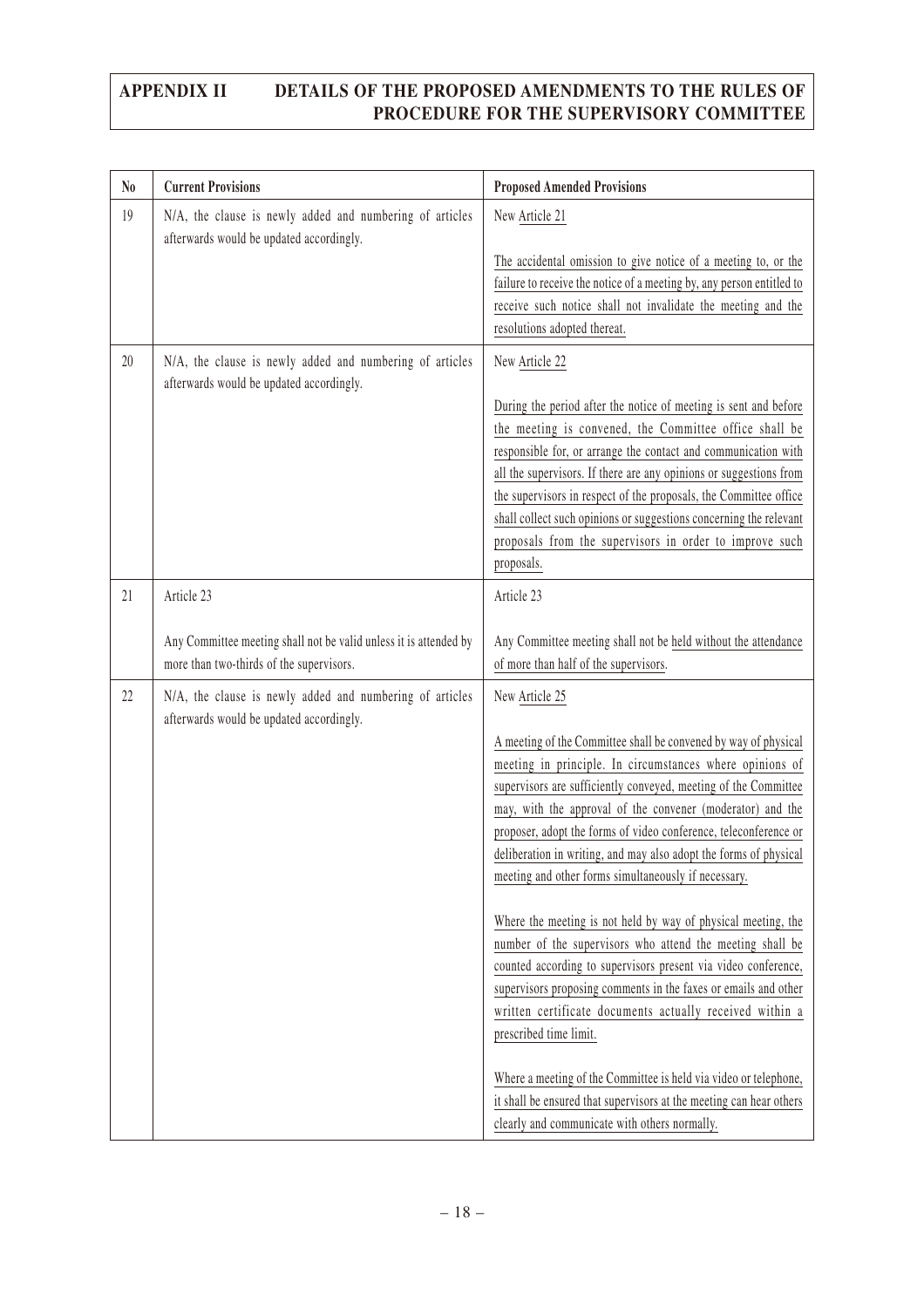## APPENDIX II DETAILS OF THE PROPOSED AMENDMENTS TO THE RULES OF PROCEDURE FOR THE SUPERVISORY COMMITTEE

| No | Current Provisions | Proposed Amended Provisions |
|---|---|---|
| 19 | N/A, the clause is newly added and numbering of articles afterwards would be updated accordingly. | New Article 21<br><br>The accidental omission to give notice of a meeting to, or the failure to receive the notice of a meeting by, any person entitled to receive such notice shall not invalidate the meeting and the resolutions adopted thereat. |
| 20 | N/A, the clause is newly added and numbering of articles afterwards would be updated accordingly. | New Article 22<br><br>During the period after the notice of meeting is sent and before the meeting is convened, the Committee office shall be responsible for, or arrange the contact and communication with all the supervisors. If there are any opinions or suggestions from the supervisors in respect of the proposals, the Committee office shall collect such opinions or suggestions concerning the relevant proposals from the supervisors in order to improve such proposals. |
| 21 | Article 23<br><br>Any Committee meeting shall not be valid unless it is attended by more than two-thirds of the supervisors. | Article 23<br><br>Any Committee meeting shall not be held without the attendance of more than half of the supervisors. |
| 22 | N/A, the clause is newly added and numbering of articles afterwards would be updated accordingly. | New Article 25<br><br>A meeting of the Committee shall be convened by way of physical meeting in principle. In circumstances where opinions of supervisors are sufficiently conveyed, meeting of the Committee may, with the approval of the convener (moderator) and the proposer, adopt the forms of video conference, teleconference or deliberation in writing, and may also adopt the forms of physical meeting and other forms simultaneously if necessary.<br><br>Where the meeting is not held by way of physical meeting, the number of the supervisors who attend the meeting shall be counted according to supervisors present via video conference, supervisors proposing comments in the faxes or emails and other written certificate documents actually received within a prescribed time limit.<br><br>Where a meeting of the Committee is held via video or telephone, it shall be ensured that supervisors at the meeting can hear others clearly and communicate with others normally. |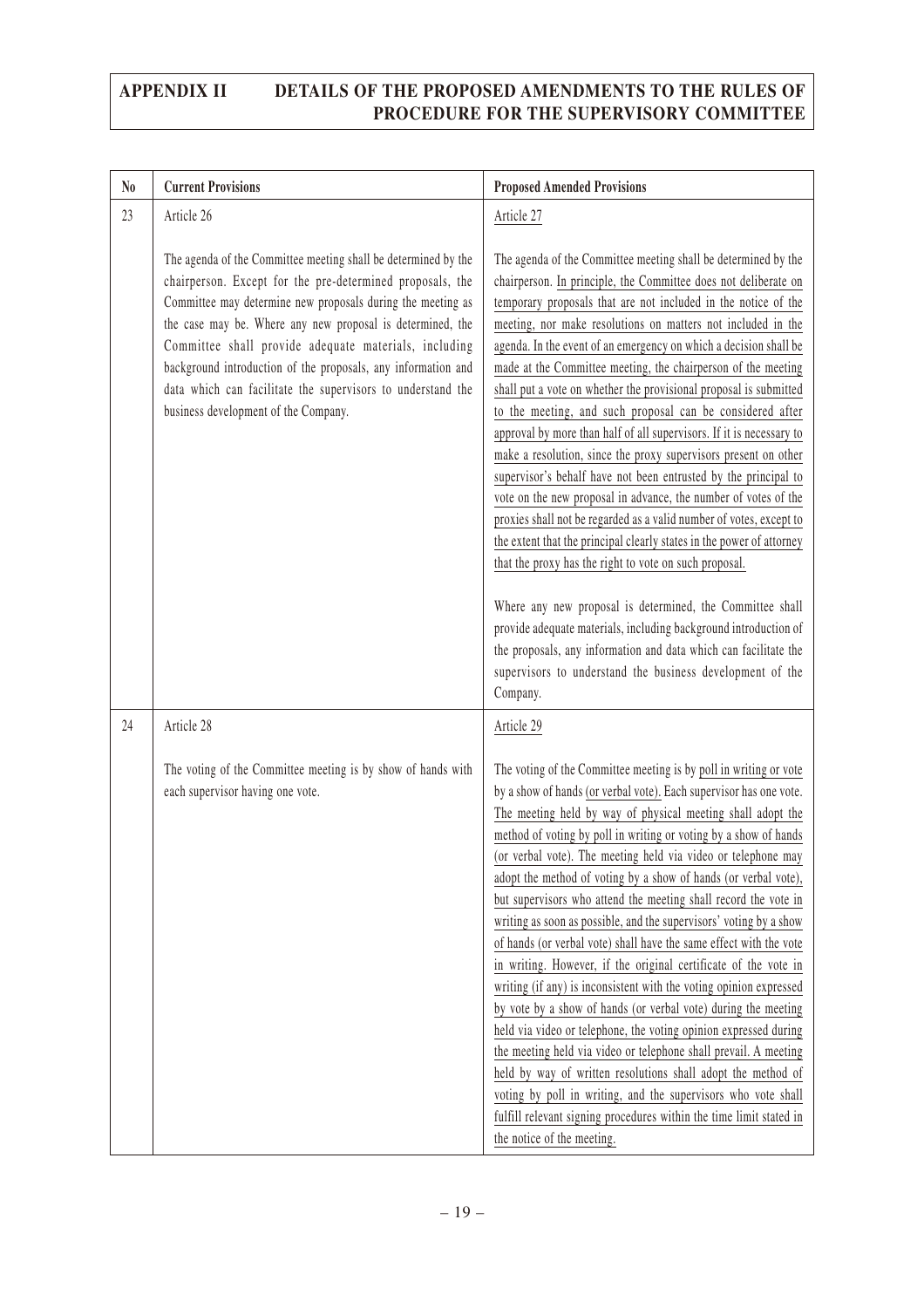# APPENDIX II DETAILS OF THE PROPOSED AMENDMENTS TO THE RULES OF PROCEDURE FOR THE SUPERVISORY COMMITTEE

| No | Current Provisions | Proposed Amended Provisions |
|---|---|---|
| 23 | Article 26<br><br>The agenda of the Committee meeting shall be determined by the chairperson. Except for the pre-determined proposals, the Committee may determine new proposals during the meeting as the case may be. Where any new proposal is determined, the Committee shall provide adequate materials, including background introduction of the proposals, any information and data which can facilitate the supervisors to understand the business development of the Company. | Article 27<br><br>The agenda of the Committee meeting shall be determined by the chairperson. In principle, the Committee does not deliberate on temporary proposals that are not included in the notice of the meeting, nor make resolutions on matters not included in the agenda. In the event of an emergency on which a decision shall be made at the Committee meeting, the chairperson of the meeting shall put a vote on whether the provisional proposal is submitted to the meeting, and such proposal can be considered after approval by more than half of all supervisors. If it is necessary to make a resolution, since the proxy supervisors present on other supervisor's behalf have not been entrusted by the principal to vote on the new proposal in advance, the number of votes of the proxies shall not be regarded as a valid number of votes, except to the extent that the principal clearly states in the power of attorney that the proxy has the right to vote on such proposal.<br><br>Where any new proposal is determined, the Committee shall provide adequate materials, including background introduction of the proposals, any information and data which can facilitate the supervisors to understand the business development of the Company. |
| 24 | Article 28<br><br>The voting of the Committee meeting is by show of hands with each supervisor having one vote. | Article 29<br><br>The voting of the Committee meeting is by poll in writing or vote by a show of hands (or verbal vote). Each supervisor has one vote. The meeting held by way of physical meeting shall adopt the method of voting by poll in writing or voting by a show of hands (or verbal vote). The meeting held via video or telephone may adopt the method of voting by a show of hands (or verbal vote), but supervisors who attend the meeting shall record the vote in writing as soon as possible, and the supervisors' voting by a show of hands (or verbal vote) shall have the same effect with the vote in writing. However, if the original certificate of the vote in writing (if any) is inconsistent with the voting opinion expressed by vote by a show of hands (or verbal vote) during the meeting held via video or telephone, the voting opinion expressed during the meeting held via video or telephone shall prevail. A meeting held by way of written resolutions shall adopt the method of voting by poll in writing, and the supervisors who vote shall fulfill relevant signing procedures within the time limit stated in the notice of the meeting. |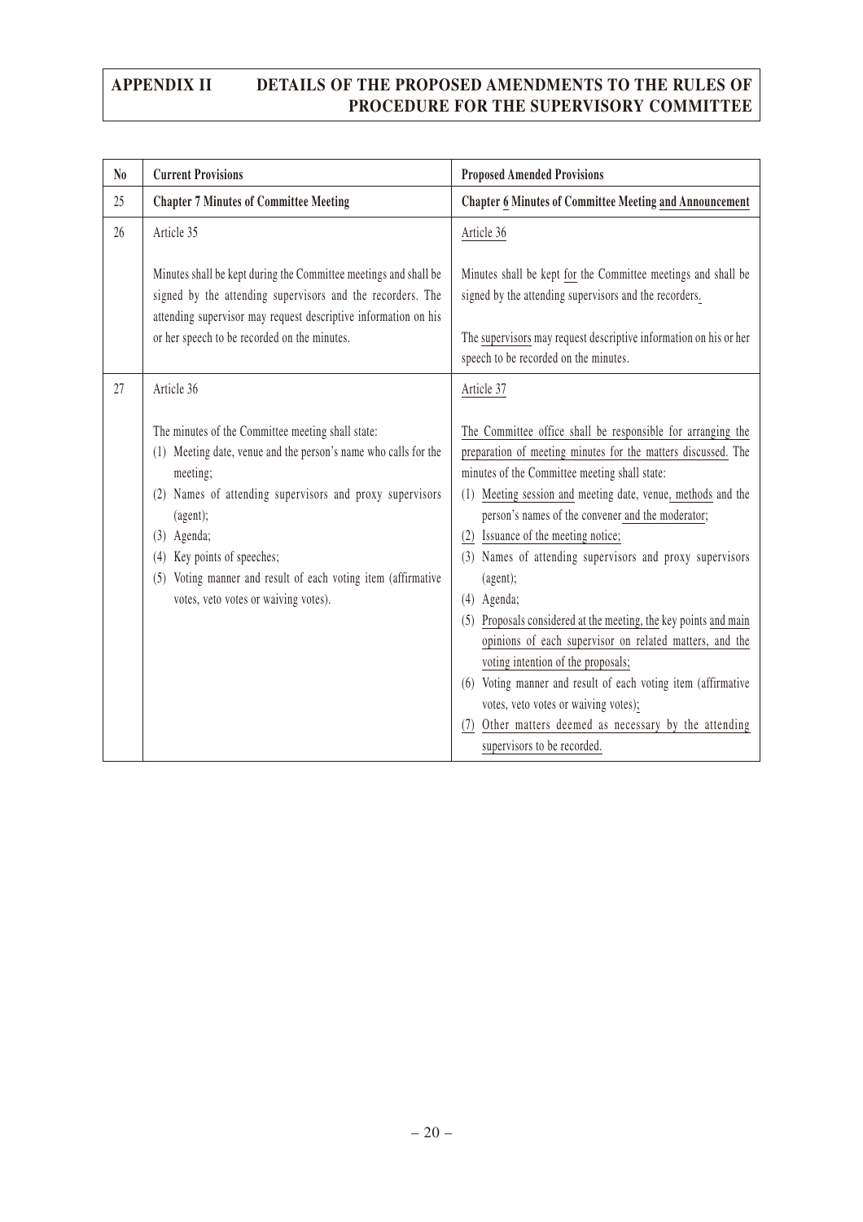## APPENDIX II DETAILS OF THE PROPOSED AMENDMENTS TO THE RULES OF PROCEDURE FOR THE SUPERVISORY COMMITTEE

| No | Current Provisions | Proposed Amended Provisions |
|---|---|---|
| 25 | **Chapter 7 Minutes of Committee Meeting** | **Chapter 6 Minutes of Committee Meeting and Announcement** |
| 26 | Article 35<br><br>Minutes shall be kept during the Committee meetings and shall be signed by the attending supervisors and the recorders. The attending supervisor may request descriptive information on his or her speech to be recorded on the minutes. | Article 36<br><br>Minutes shall be kept for the Committee meetings and shall be signed by the attending supervisors and the recorders.<br><br>The supervisors may request descriptive information on his or her speech to be recorded on the minutes. |
| 27 | Article 36<br><br>The minutes of the Committee meeting shall state:<br>(1) Meeting date, venue and the person's name who calls for the meeting;<br>(2) Names of attending supervisors and proxy supervisors (agent);<br>(3) Agenda;<br>(4) Key points of speeches;<br>(5) Voting manner and result of each voting item (affirmative votes, veto votes or waiving votes). | Article 37<br><br>The Committee office shall be responsible for arranging the preparation of meeting minutes for the matters discussed. The minutes of the Committee meeting shall state:<br>(1) Meeting session and meeting date, venue, methods and the person's names of the convener and the moderator;<br>(2) Issuance of the meeting notice;<br>(3) Names of attending supervisors and proxy supervisors (agent);<br>(4) Agenda;<br>(5) Proposals considered at the meeting, the key points and main opinions of each supervisor on related matters, and the voting intention of the proposals;<br>(6) Voting manner and result of each voting item (affirmative votes, veto votes or waiving votes);<br>(7) Other matters deemed as necessary by the attending supervisors to be recorded. |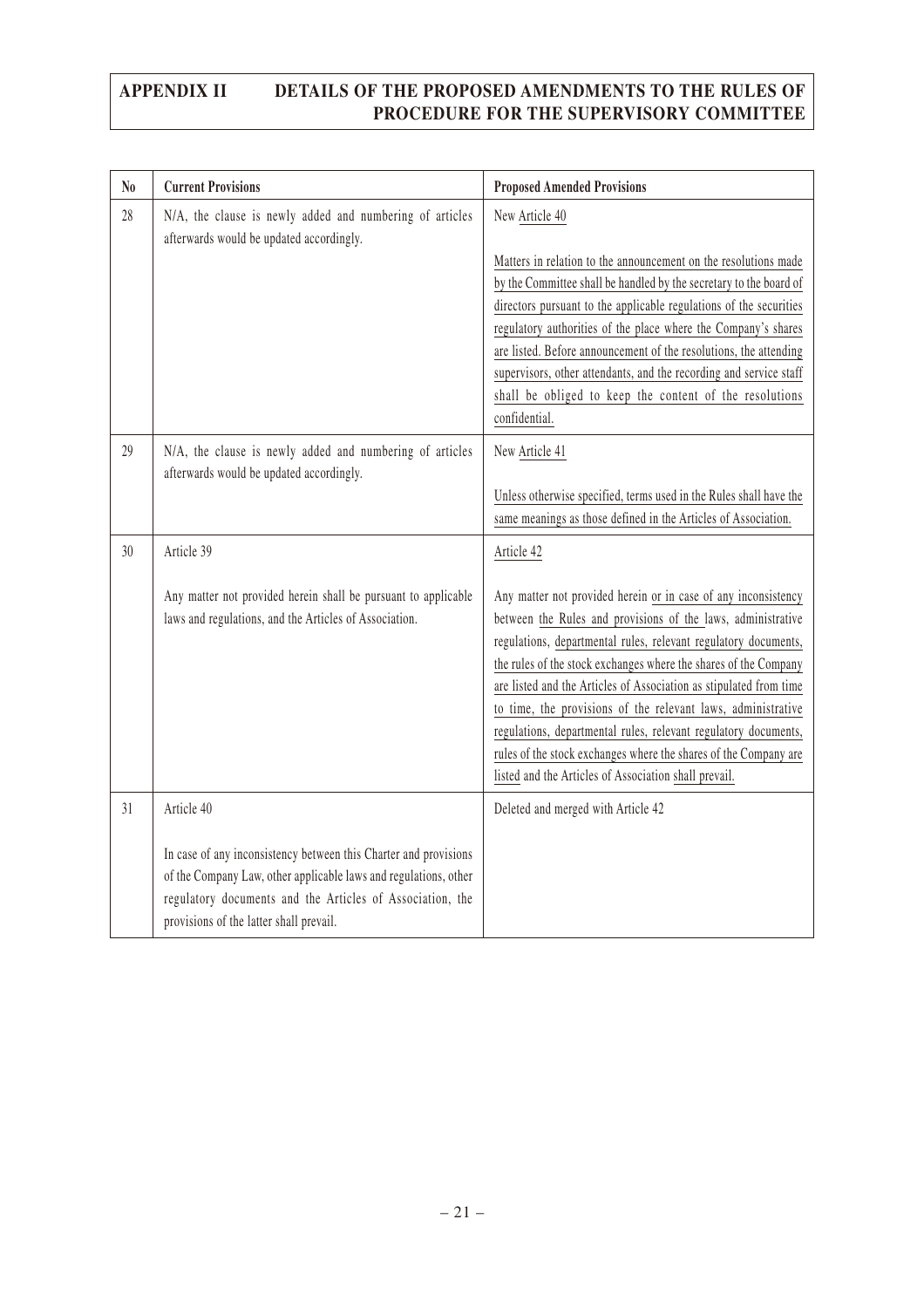| No | Current Provisions | Proposed Amended Provisions |
|---|---|---|
| 28 | N/A, the clause is newly added and numbering of articles afterwards would be updated accordingly. | New Article 40<br><br>Matters in relation to the announcement on the resolutions made by the Committee shall be handled by the secretary to the board of directors pursuant to the applicable regulations of the securities regulatory authorities of the place where the Company's shares are listed. Before announcement of the resolutions, the attending supervisors, other attendants, and the recording and service staff shall be obliged to keep the content of the resolutions confidential. |
| 29 | N/A, the clause is newly added and numbering of articles afterwards would be updated accordingly. | New Article 41<br><br>Unless otherwise specified, terms used in the Rules shall have the same meanings as those defined in the Articles of Association. |
| 30 | Article 39<br><br>Any matter not provided herein shall be pursuant to applicable laws and regulations, and the Articles of Association. | Article 42<br><br>Any matter not provided herein or in case of any inconsistency between the Rules and provisions of the laws, administrative regulations, departmental rules, relevant regulatory documents, the rules of the stock exchanges where the shares of the Company are listed and the Articles of Association as stipulated from time to time, the provisions of the relevant laws, administrative regulations, departmental rules, relevant regulatory documents, rules of the stock exchanges where the shares of the Company are listed and the Articles of Association shall prevail. |
| 31 | Article 40<br><br>In case of any inconsistency between this Charter and provisions of the Company Law, other applicable laws and regulations, other regulatory documents and the Articles of Association, the provisions of the latter shall prevail. | Deleted and merged with Article 42 |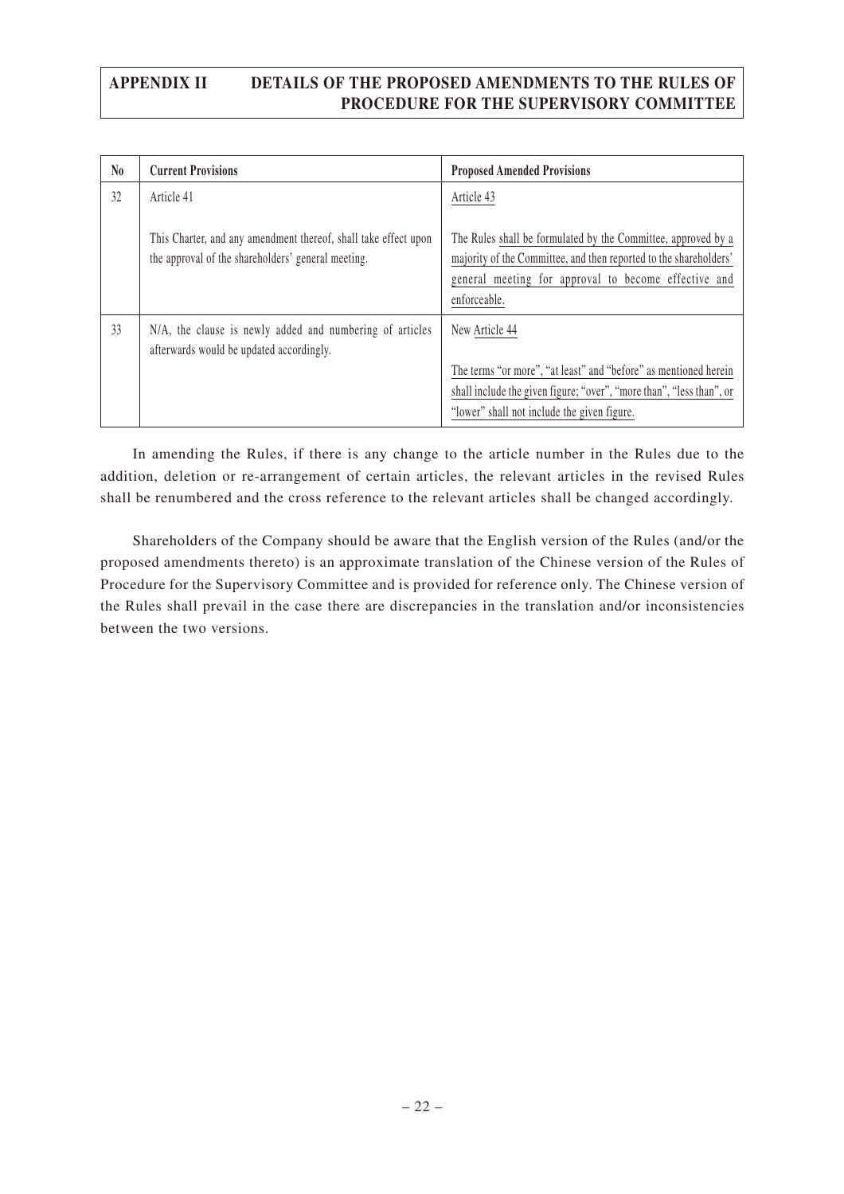## APPENDIX II DETAILS OF THE PROPOSED AMENDMENTS TO THE RULES OF PROCEDURE FOR THE SUPERVISORY COMMITTEE

| No | Current Provisions | Proposed Amended Provisions |
|---|---|---|
| 32 | Article 41<br><br>This Charter, and any amendment thereof, shall take effect upon the approval of the shareholders' general meeting. | Article 43<br><br>The Rules shall be formulated by the Committee, approved by a majority of the Committee, and then reported to the shareholders' general meeting for approval to become effective and enforceable. |
| 33 | N/A, the clause is newly added and numbering of articles afterwards would be updated accordingly. | New Article 44<br><br>The terms "or more", "at least" and "before" as mentioned herein shall include the given figure; "over", "more than", "less than", or "lower" shall not include the given figure. |

In amending the Rules, if there is any change to the article number in the Rules due to the addition, deletion or re-arrangement of certain articles, the relevant articles in the revised Rules shall be renumbered and the cross reference to the relevant articles shall be changed accordingly.

Shareholders of the Company should be aware that the English version of the Rules (and/or the proposed amendments thereto) is an approximate translation of the Chinese version of the Rules of Procedure for the Supervisory Committee and is provided for reference only. The Chinese version of the Rules shall prevail in the case there are discrepancies in the translation and/or inconsistencies between the two versions.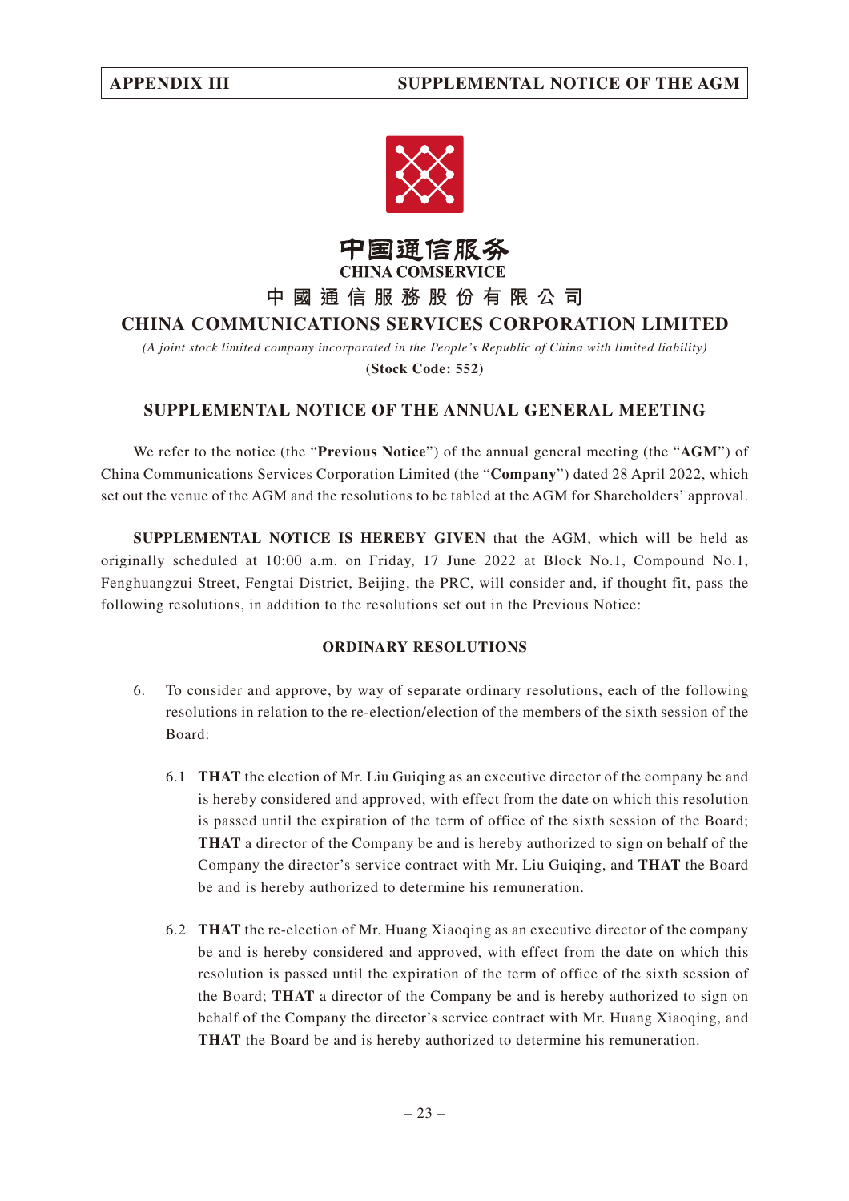中国通信服务
CHINA COMSERVICE

# 中 國 通 信 服 務 股 份 有 限 公 司
# CHINA COMMUNICATIONS SERVICES CORPORATION LIMITED

*(A joint stock limited company incorporated in the People's Republic of China with limited liability)*

**(Stock Code: 552)**

## SUPPLEMENTAL NOTICE OF THE ANNUAL GENERAL MEETING

We refer to the notice (the "**Previous Notice**") of the annual general meeting (the "**AGM**") of China Communications Services Corporation Limited (the "**Company**") dated 28 April 2022, which set out the venue of the AGM and the resolutions to be tabled at the AGM for Shareholders' approval.

**SUPPLEMENTAL NOTICE IS HEREBY GIVEN** that the AGM, which will be held as originally scheduled at 10:00 a.m. on Friday, 17 June 2022 at Block No.1, Compound No.1, Fenghuangzui Street, Fengtai District, Beijing, the PRC, will consider and, if thought fit, pass the following resolutions, in addition to the resolutions set out in the Previous Notice:

### ORDINARY RESOLUTIONS

6. To consider and approve, by way of separate ordinary resolutions, each of the following resolutions in relation to the re-election/election of the members of the sixth session of the Board:

   6.1 **THAT** the election of Mr. Liu Guiqing as an executive director of the company be and is hereby considered and approved, with effect from the date on which this resolution is passed until the expiration of the term of office of the sixth session of the Board; **THAT** a director of the Company be and is hereby authorized to sign on behalf of the Company the director's service contract with Mr. Liu Guiqing, and **THAT** the Board be and is hereby authorized to determine his remuneration.

   6.2 **THAT** the re-election of Mr. Huang Xiaoqing as an executive director of the company be and is hereby considered and approved, with effect from the date on which this resolution is passed until the expiration of the term of office of the sixth session of the Board; **THAT** a director of the Company be and is hereby authorized to sign on behalf of the Company the director's service contract with Mr. Huang Xiaoqing, and **THAT** the Board be and is hereby authorized to determine his remuneration.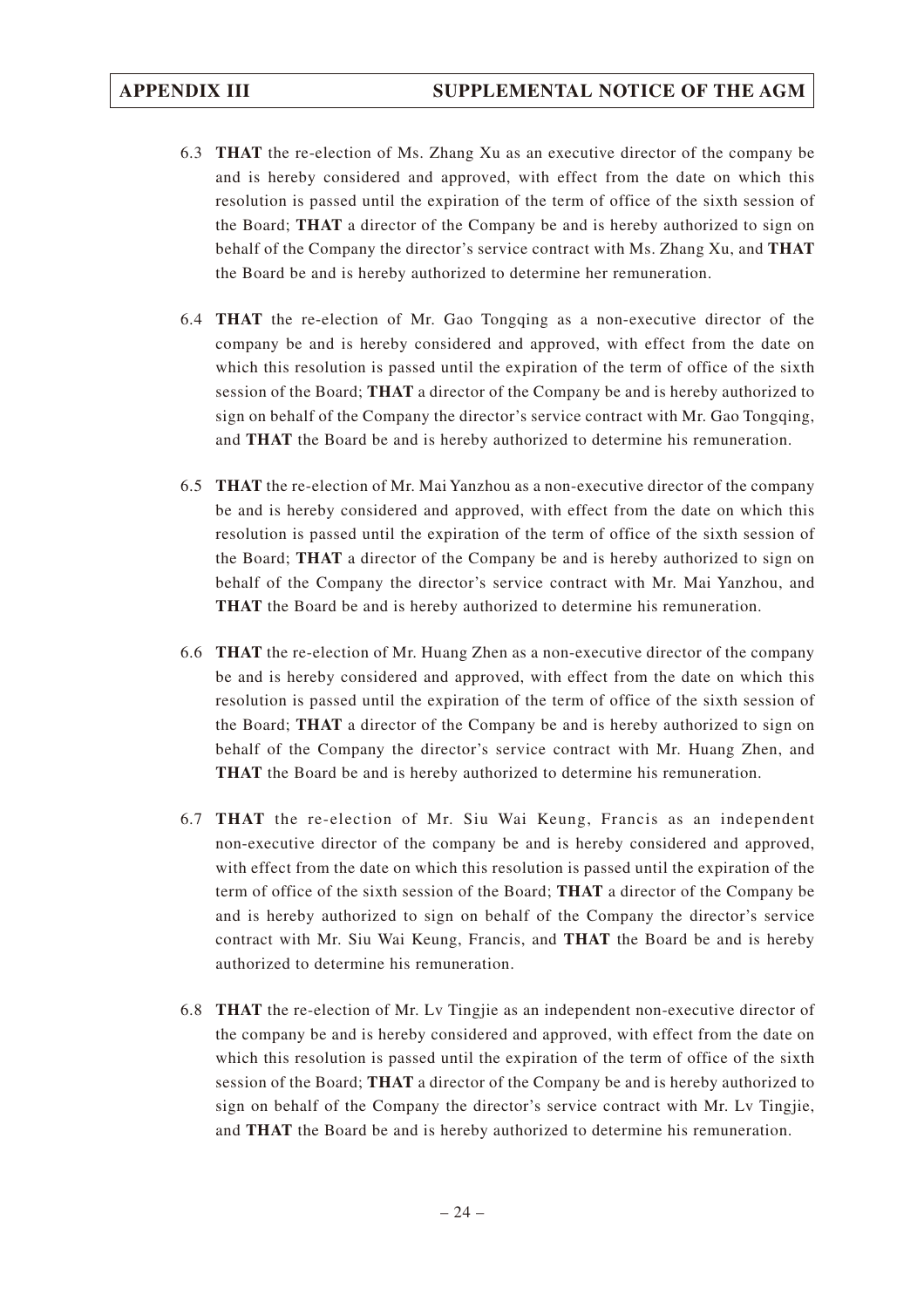6.3 **THAT** the re-election of Ms. Zhang Xu as an executive director of the company be and is hereby considered and approved, with effect from the date on which this resolution is passed until the expiration of the term of office of the sixth session of the Board; **THAT** a director of the Company be and is hereby authorized to sign on behalf of the Company the director's service contract with Ms. Zhang Xu, and **THAT** the Board be and is hereby authorized to determine her remuneration.

6.4 **THAT** the re-election of Mr. Gao Tongqing as a non-executive director of the company be and is hereby considered and approved, with effect from the date on which this resolution is passed until the expiration of the term of office of the sixth session of the Board; **THAT** a director of the Company be and is hereby authorized to sign on behalf of the Company the director's service contract with Mr. Gao Tongqing, and **THAT** the Board be and is hereby authorized to determine his remuneration.

6.5 **THAT** the re-election of Mr. Mai Yanzhou as a non-executive director of the company be and is hereby considered and approved, with effect from the date on which this resolution is passed until the expiration of the term of office of the sixth session of the Board; **THAT** a director of the Company be and is hereby authorized to sign on behalf of the Company the director's service contract with Mr. Mai Yanzhou, and **THAT** the Board be and is hereby authorized to determine his remuneration.

6.6 **THAT** the re-election of Mr. Huang Zhen as a non-executive director of the company be and is hereby considered and approved, with effect from the date on which this resolution is passed until the expiration of the term of office of the sixth session of the Board; **THAT** a director of the Company be and is hereby authorized to sign on behalf of the Company the director's service contract with Mr. Huang Zhen, and **THAT** the Board be and is hereby authorized to determine his remuneration.

6.7 **THAT** the re-election of Mr. Siu Wai Keung, Francis as an independent non-executive director of the company be and is hereby considered and approved, with effect from the date on which this resolution is passed until the expiration of the term of office of the sixth session of the Board; **THAT** a director of the Company be and is hereby authorized to sign on behalf of the Company the director's service contract with Mr. Siu Wai Keung, Francis, and **THAT** the Board be and is hereby authorized to determine his remuneration.

6.8 **THAT** the re-election of Mr. Lv Tingjie as an independent non-executive director of the company be and is hereby considered and approved, with effect from the date on which this resolution is passed until the expiration of the term of office of the sixth session of the Board; **THAT** a director of the Company be and is hereby authorized to sign on behalf of the Company the director's service contract with Mr. Lv Tingjie, and **THAT** the Board be and is hereby authorized to determine his remuneration.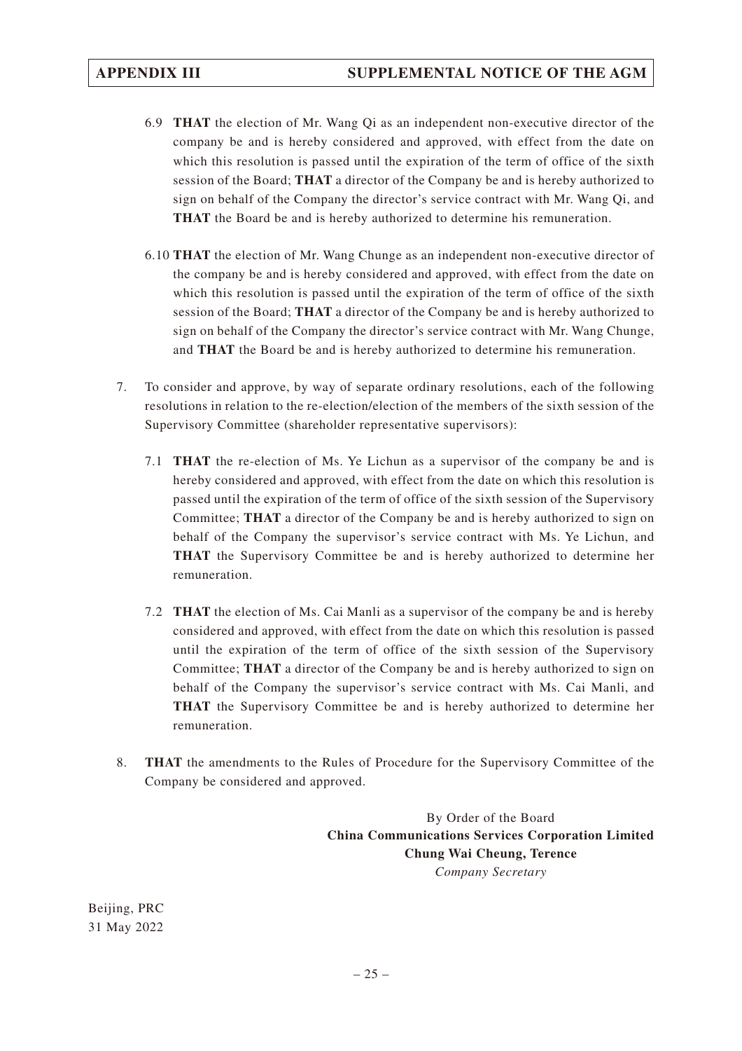6.9 **THAT** the election of Mr. Wang Qi as an independent non-executive director of the company be and is hereby considered and approved, with effect from the date on which this resolution is passed until the expiration of the term of office of the sixth session of the Board; **THAT** a director of the Company be and is hereby authorized to sign on behalf of the Company the director's service contract with Mr. Wang Qi, and **THAT** the Board be and is hereby authorized to determine his remuneration.

6.10 **THAT** the election of Mr. Wang Chunge as an independent non-executive director of the company be and is hereby considered and approved, with effect from the date on which this resolution is passed until the expiration of the term of office of the sixth session of the Board; **THAT** a director of the Company be and is hereby authorized to sign on behalf of the Company the director's service contract with Mr. Wang Chunge, and **THAT** the Board be and is hereby authorized to determine his remuneration.

7. To consider and approve, by way of separate ordinary resolutions, each of the following resolutions in relation to the re-election/election of the members of the sixth session of the Supervisory Committee (shareholder representative supervisors):

   7.1 **THAT** the re-election of Ms. Ye Lichun as a supervisor of the company be and is hereby considered and approved, with effect from the date on which this resolution is passed until the expiration of the term of office of the sixth session of the Supervisory Committee; **THAT** a director of the Company be and is hereby authorized to sign on behalf of the Company the supervisor's service contract with Ms. Ye Lichun, and **THAT** the Supervisory Committee be and is hereby authorized to determine her remuneration.

   7.2 **THAT** the election of Ms. Cai Manli as a supervisor of the company be and is hereby considered and approved, with effect from the date on which this resolution is passed until the expiration of the term of office of the sixth session of the Supervisory Committee; **THAT** a director of the Company be and is hereby authorized to sign on behalf of the Company the supervisor's service contract with Ms. Cai Manli, and **THAT** the Supervisory Committee be and is hereby authorized to determine her remuneration.

8. **THAT** the amendments to the Rules of Procedure for the Supervisory Committee of the Company be considered and approved.

By Order of the Board
**China Communications Services Corporation Limited**
**Chung Wai Cheung, Terence**
*Company Secretary*

Beijing, PRC
31 May 2022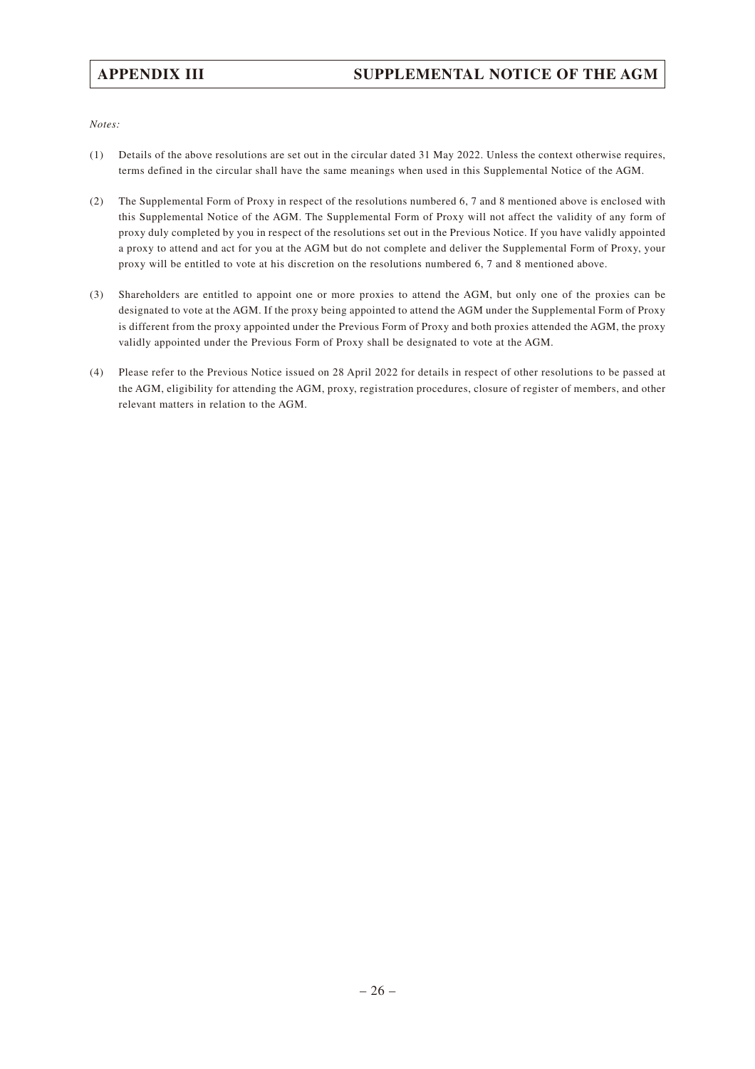*Notes:*

(1) Details of the above resolutions are set out in the circular dated 31 May 2022. Unless the context otherwise requires, terms defined in the circular shall have the same meanings when used in this Supplemental Notice of the AGM.

(2) The Supplemental Form of Proxy in respect of the resolutions numbered 6, 7 and 8 mentioned above is enclosed with this Supplemental Notice of the AGM. The Supplemental Form of Proxy will not affect the validity of any form of proxy duly completed by you in respect of the resolutions set out in the Previous Notice. If you have validly appointed a proxy to attend and act for you at the AGM but do not complete and deliver the Supplemental Form of Proxy, your proxy will be entitled to vote at his discretion on the resolutions numbered 6, 7 and 8 mentioned above.

(3) Shareholders are entitled to appoint one or more proxies to attend the AGM, but only one of the proxies can be designated to vote at the AGM. If the proxy being appointed to attend the AGM under the Supplemental Form of Proxy is different from the proxy appointed under the Previous Form of Proxy and both proxies attended the AGM, the proxy validly appointed under the Previous Form of Proxy shall be designated to vote at the AGM.

(4) Please refer to the Previous Notice issued on 28 April 2022 for details in respect of other resolutions to be passed at the AGM, eligibility for attending the AGM, proxy, registration procedures, closure of register of members, and other relevant matters in relation to the AGM.